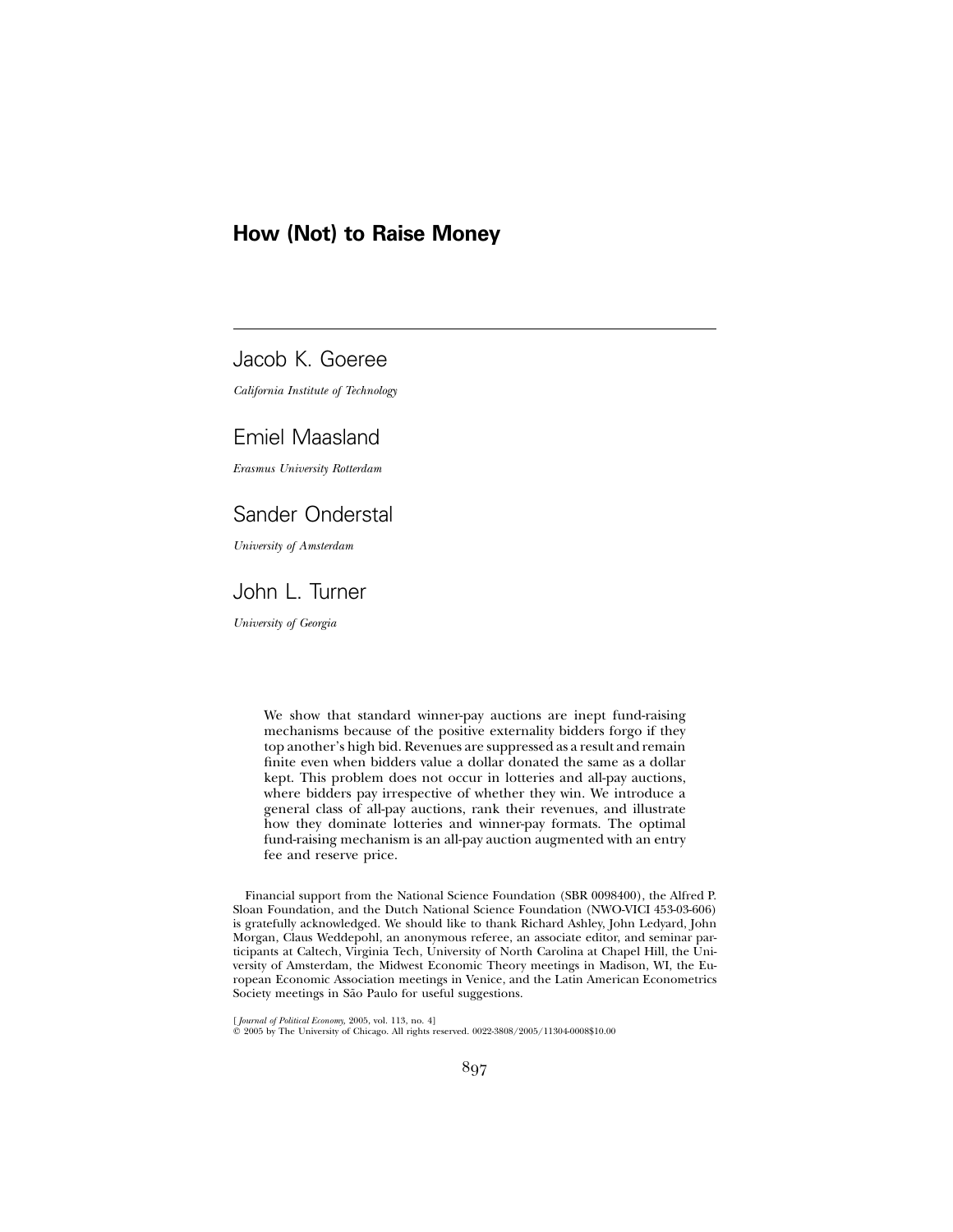# How (Not) to Raise Money

Jacob K. Goeree

*California Institute of Technology*

Emiel Maasland

*Erasmus University Rotterdam*

Sander Onderstal

*University of Amsterdam*

John L. Turner

*University of Georgia*

We show that standard winner-pay auctions are inept fund-raising mechanisms because of the positive externality bidders forgo if they top another's high bid. Revenues are suppressed as a result and remain finite even when bidders value a dollar donated the same as a dollar kept. This problem does not occur in lotteries and all-pay auctions, where bidders pay irrespective of whether they win. We introduce a general class of all-pay auctions, rank their revenues, and illustrate how they dominate lotteries and winner-pay formats. The optimal fund-raising mechanism is an all-pay auction augmented with an entry fee and reserve price.

Financial support from the National Science Foundation (SBR 0098400), the Alfred P. Sloan Foundation, and the Dutch National Science Foundation (NWO-VICI 453-03-606) is gratefully acknowledged. We should like to thank Richard Ashley, John Ledyard, John Morgan, Claus Weddepohl, an anonymous referee, an associate editor, and seminar participants at Caltech, Virginia Tech, University of North Carolina at Chapel Hill, the University of Amsterdam, the Midwest Economic Theory meetings in Madison, WI, the European Economic Association meetings in Venice, and the Latin American Econometrics Society meetings in São Paulo for useful suggestions.

[*Journal of Political Economy*, 2005, vol. 113, no. 4]
© 2005 by The University of Chicago. All rights reserved. 0022-3808/2005/11304-0008$10.00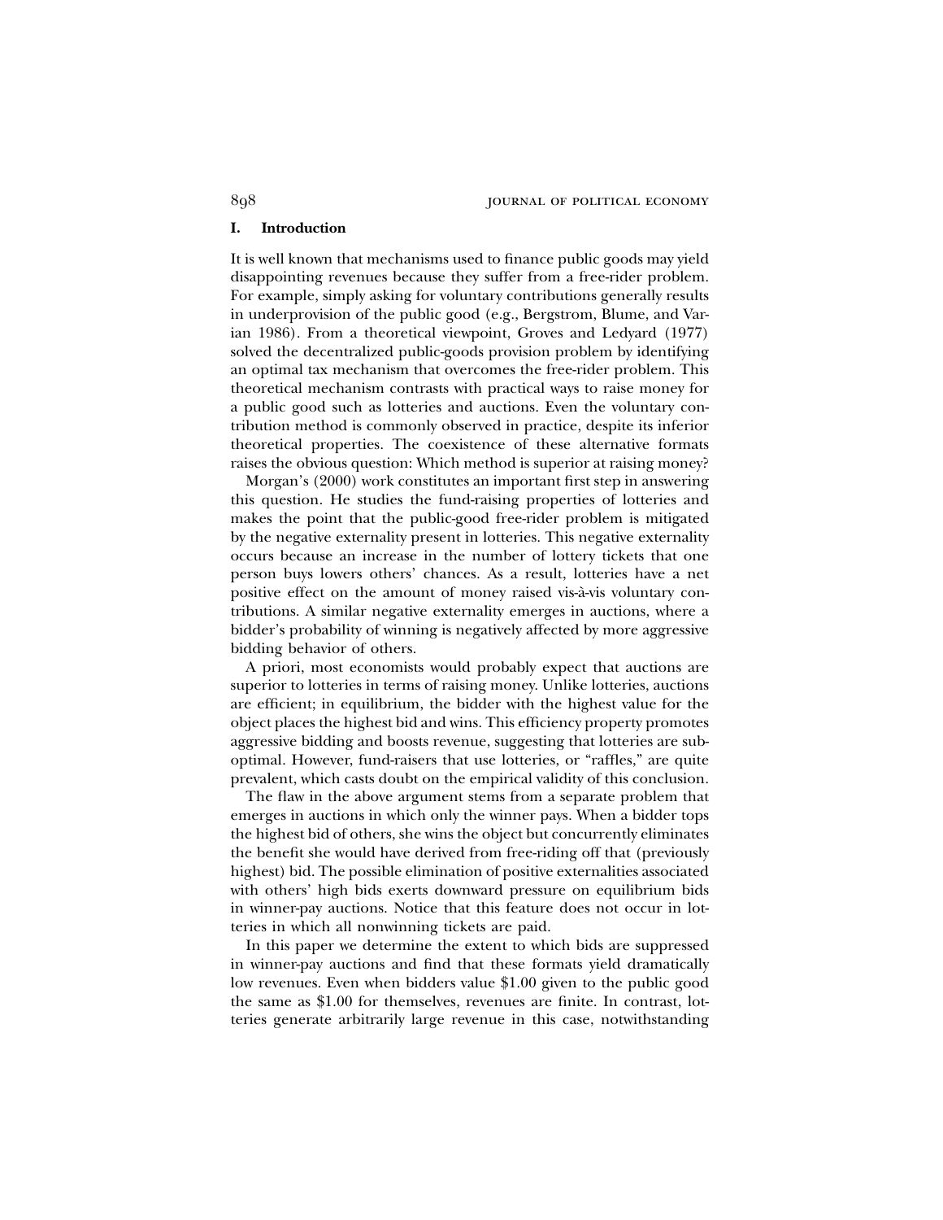## I. Introduction

It is well known that mechanisms used to finance public goods may yield disappointing revenues because they suffer from a free-rider problem. For example, simply asking for voluntary contributions generally results in underprovision of the public good (e.g., Bergstrom, Blume, and Varian 1986). From a theoretical viewpoint, Groves and Ledyard (1977) solved the decentralized public-goods provision problem by identifying an optimal tax mechanism that overcomes the free-rider problem. This theoretical mechanism contrasts with practical ways to raise money for a public good such as lotteries and auctions. Even the voluntary contribution method is commonly observed in practice, despite its inferior theoretical properties. The coexistence of these alternative formats raises the obvious question: Which method is superior at raising money?

Morgan's (2000) work constitutes an important first step in answering this question. He studies the fund-raising properties of lotteries and makes the point that the public-good free-rider problem is mitigated by the negative externality present in lotteries. This negative externality occurs because an increase in the number of lottery tickets that one person buys lowers others' chances. As a result, lotteries have a net positive effect on the amount of money raised vis-à-vis voluntary contributions. A similar negative externality emerges in auctions, where a bidder's probability of winning is negatively affected by more aggressive bidding behavior of others.

A priori, most economists would probably expect that auctions are superior to lotteries in terms of raising money. Unlike lotteries, auctions are efficient; in equilibrium, the bidder with the highest value for the object places the highest bid and wins. This efficiency property promotes aggressive bidding and boosts revenue, suggesting that lotteries are suboptimal. However, fund-raisers that use lotteries, or "raffles," are quite prevalent, which casts doubt on the empirical validity of this conclusion.

The flaw in the above argument stems from a separate problem that emerges in auctions in which only the winner pays. When a bidder tops the highest bid of others, she wins the object but concurrently eliminates the benefit she would have derived from free-riding off that (previously highest) bid. The possible elimination of positive externalities associated with others' high bids exerts downward pressure on equilibrium bids in winner-pay auctions. Notice that this feature does not occur in lotteries in which all nonwinning tickets are paid.

In this paper we determine the extent to which bids are suppressed in winner-pay auctions and find that these formats yield dramatically low revenues. Even when bidders value \$1.00 given to the public good the same as \$1.00 for themselves, revenues are finite. In contrast, lotteries generate arbitrarily large revenue in this case, notwithstanding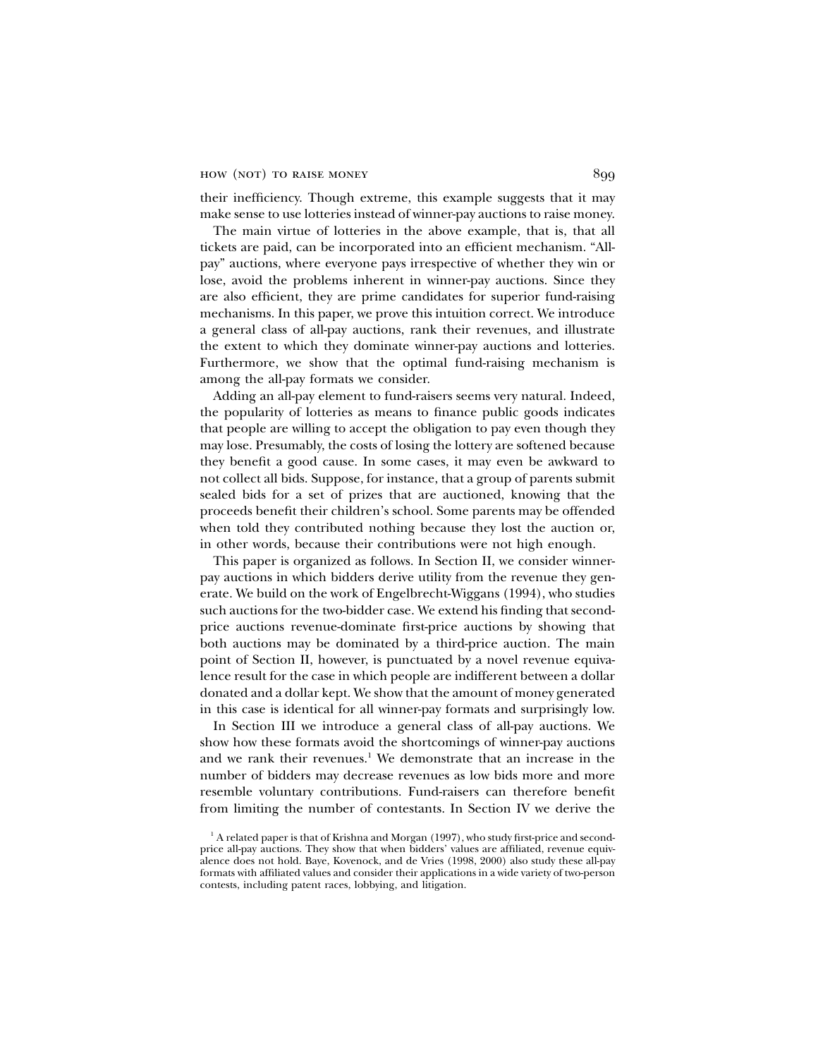their inefficiency. Though extreme, this example suggests that it may make sense to use lotteries instead of winner-pay auctions to raise money.

The main virtue of lotteries in the above example, that is, that all tickets are paid, can be incorporated into an efficient mechanism. "All-pay" auctions, where everyone pays irrespective of whether they win or lose, avoid the problems inherent in winner-pay auctions. Since they are also efficient, they are prime candidates for superior fund-raising mechanisms. In this paper, we prove this intuition correct. We introduce a general class of all-pay auctions, rank their revenues, and illustrate the extent to which they dominate winner-pay auctions and lotteries. Furthermore, we show that the optimal fund-raising mechanism is among the all-pay formats we consider.

Adding an all-pay element to fund-raisers seems very natural. Indeed, the popularity of lotteries as means to finance public goods indicates that people are willing to accept the obligation to pay even though they may lose. Presumably, the costs of losing the lottery are softened because they benefit a good cause. In some cases, it may even be awkward to not collect all bids. Suppose, for instance, that a group of parents submit sealed bids for a set of prizes that are auctioned, knowing that the proceeds benefit their children's school. Some parents may be offended when told they contributed nothing because they lost the auction or, in other words, because their contributions were not high enough.

This paper is organized as follows. In Section II, we consider winner-pay auctions in which bidders derive utility from the revenue they generate. We build on the work of Engelbrecht-Wiggans (1994), who studies such auctions for the two-bidder case. We extend his finding that second-price auctions revenue-dominate first-price auctions by showing that both auctions may be dominated by a third-price auction. The main point of Section II, however, is punctuated by a novel revenue equivalence result for the case in which people are indifferent between a dollar donated and a dollar kept. We show that the amount of money generated in this case is identical for all winner-pay formats and surprisingly low.

In Section III we introduce a general class of all-pay auctions. We show how these formats avoid the shortcomings of winner-pay auctions and we rank their revenues.[1] We demonstrate that an increase in the number of bidders may decrease revenues as low bids more and more resemble voluntary contributions. Fund-raisers can therefore benefit from limiting the number of contestants. In Section IV we derive the

[1] A related paper is that of Krishna and Morgan (1997), who study first-price and second-price all-pay auctions. They show that when bidders' values are affiliated, revenue equivalence does not hold. Baye, Kovenock, and de Vries (1998, 2000) also study these all-pay formats with affiliated values and consider their applications in a wide variety of two-person contests, including patent races, lobbying, and litigation.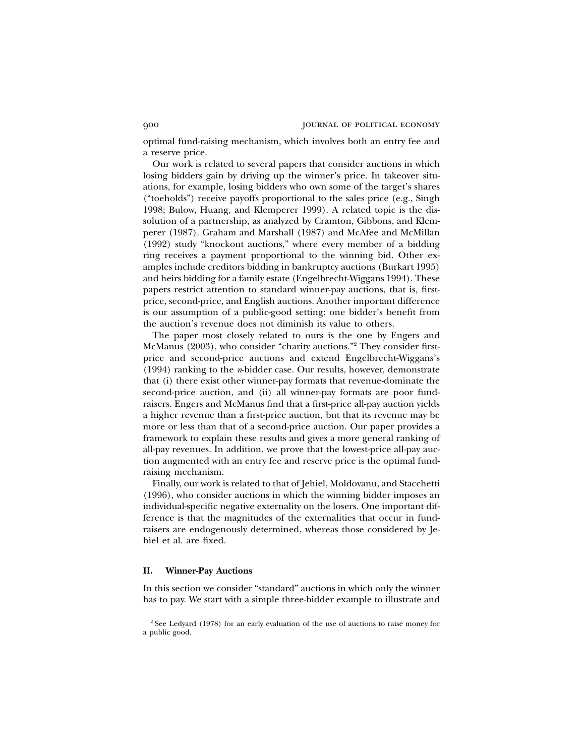optimal fund-raising mechanism, which involves both an entry fee and a reserve price.

Our work is related to several papers that consider auctions in which losing bidders gain by driving up the winner's price. In takeover situations, for example, losing bidders who own some of the target's shares ("toeholds") receive payoffs proportional to the sales price (e.g., Singh 1998; Bulow, Huang, and Klemperer 1999). A related topic is the dissolution of a partnership, as analyzed by Cramton, Gibbons, and Klemperer (1987). Graham and Marshall (1987) and McAfee and McMillan (1992) study "knockout auctions," where every member of a bidding ring receives a payment proportional to the winning bid. Other examples include creditors bidding in bankruptcy auctions (Burkart 1995) and heirs bidding for a family estate (Engelbrecht-Wiggans 1994). These papers restrict attention to standard winner-pay auctions, that is, first-price, second-price, and English auctions. Another important difference is our assumption of a public-good setting: one bidder's benefit from the auction's revenue does not diminish its value to others.

The paper most closely related to ours is the one by Engers and McManus (2003), who consider "charity auctions."[2] They consider first-price and second-price auctions and extend Engelbrecht-Wiggans's (1994) ranking to the $n$-bidder case. Our results, however, demonstrate that (i) there exist other winner-pay formats that revenue-dominate the second-price auction, and (ii) all winner-pay formats are poor fund-raisers. Engers and McManus find that a first-price all-pay auction yields a higher revenue than a first-price auction, but that its revenue may be more or less than that of a second-price auction. Our paper provides a framework to explain these results and gives a more general ranking of all-pay revenues. In addition, we prove that the lowest-price all-pay auction augmented with an entry fee and reserve price is the optimal fund-raising mechanism.

Finally, our work is related to that of Jehiel, Moldovanu, and Stacchetti (1996), who consider auctions in which the winning bidder imposes an individual-specific negative externality on the losers. One important difference is that the magnitudes of the externalities that occur in fund-raisers are endogenously determined, whereas those considered by Jehiel et al. are fixed.

## II. Winner-Pay Auctions

In this section we consider "standard" auctions in which only the winner has to pay. We start with a simple three-bidder example to illustrate and

[2] See Ledyard (1978) for an early evaluation of the use of auctions to raise money for a public good.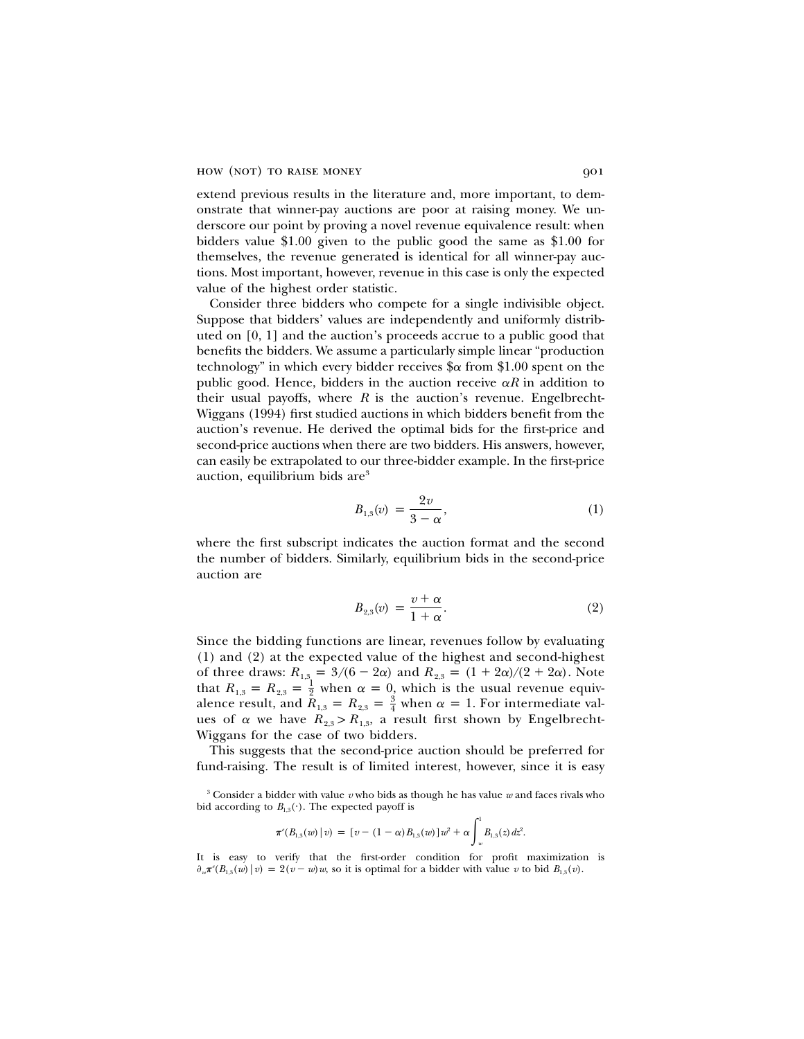extend previous results in the literature and, more important, to demonstrate that winner-pay auctions are poor at raising money. We underscore our point by proving a novel revenue equivalence result: when bidders value \$1.00 given to the public good the same as \$1.00 for themselves, the revenue generated is identical for all winner-pay auctions. Most important, however, revenue in this case is only the expected value of the highest order statistic.

Consider three bidders who compete for a single indivisible object. Suppose that bidders' values are independently and uniformly distributed on [0, 1] and the auction's proceeds accrue to a public good that benefits the bidders. We assume a particularly simple linear "production technology" in which every bidder receives $\$\alpha$ from \$1.00 spent on the public good. Hence, bidders in the auction receive $\alpha R$ in addition to their usual payoffs, where $R$ is the auction's revenue. Engelbrecht-Wiggans (1994) first studied auctions in which bidders benefit from the auction's revenue. He derived the optimal bids for the first-price and second-price auctions when there are two bidders. His answers, however, can easily be extrapolated to our three-bidder example. In the first-price auction, equilibrium bids are[3]

$$B_{1,3}(v) = \frac{2v}{3-\alpha}, \tag{1}$$

where the first subscript indicates the auction format and the second the number of bidders. Similarly, equilibrium bids in the second-price auction are

$$B_{2,3}(v) = \frac{v+\alpha}{1+\alpha}. \tag{2}$$

Since the bidding functions are linear, revenues follow by evaluating (1) and (2) at the expected value of the highest and second-highest of three draws: $R_{1,3} = 3/(6-2\alpha)$ and $R_{2,3} = (1+2\alpha)/(2+2\alpha)$. Note that $R_{1,3} = R_{2,3} = \frac{1}{2}$ when $\alpha = 0$, which is the usual revenue equivalence result, and $R_{1,3} = R_{2,3} = \frac{3}{4}$ when $\alpha = 1$. For intermediate values of $\alpha$ we have $R_{2,3} > R_{1,3}$, a result first shown by Engelbrecht-Wiggans for the case of two bidders.

This suggests that the second-price auction should be preferred for fund-raising. The result is of limited interest, however, since it is easy

[3] Consider a bidder with value $v$ who bids as though he has value $w$ and faces rivals who bid according to $B_{1,3}(\cdot)$. The expected payoff is

$$\pi^e(B_{1,3}(w)\,|\,v) = [v - (1-\alpha)B_{1,3}(w)]w^2 + \alpha\int_w^1 B_{1,3}(z)\,dz^2.$$

It is easy to verify that the first-order condition for profit maximization is $\partial_w \pi^e(B_{1,3}(w)\,|\,v) = 2(v-w)w$, so it is optimal for a bidder with value $v$ to bid $B_{1,3}(v)$.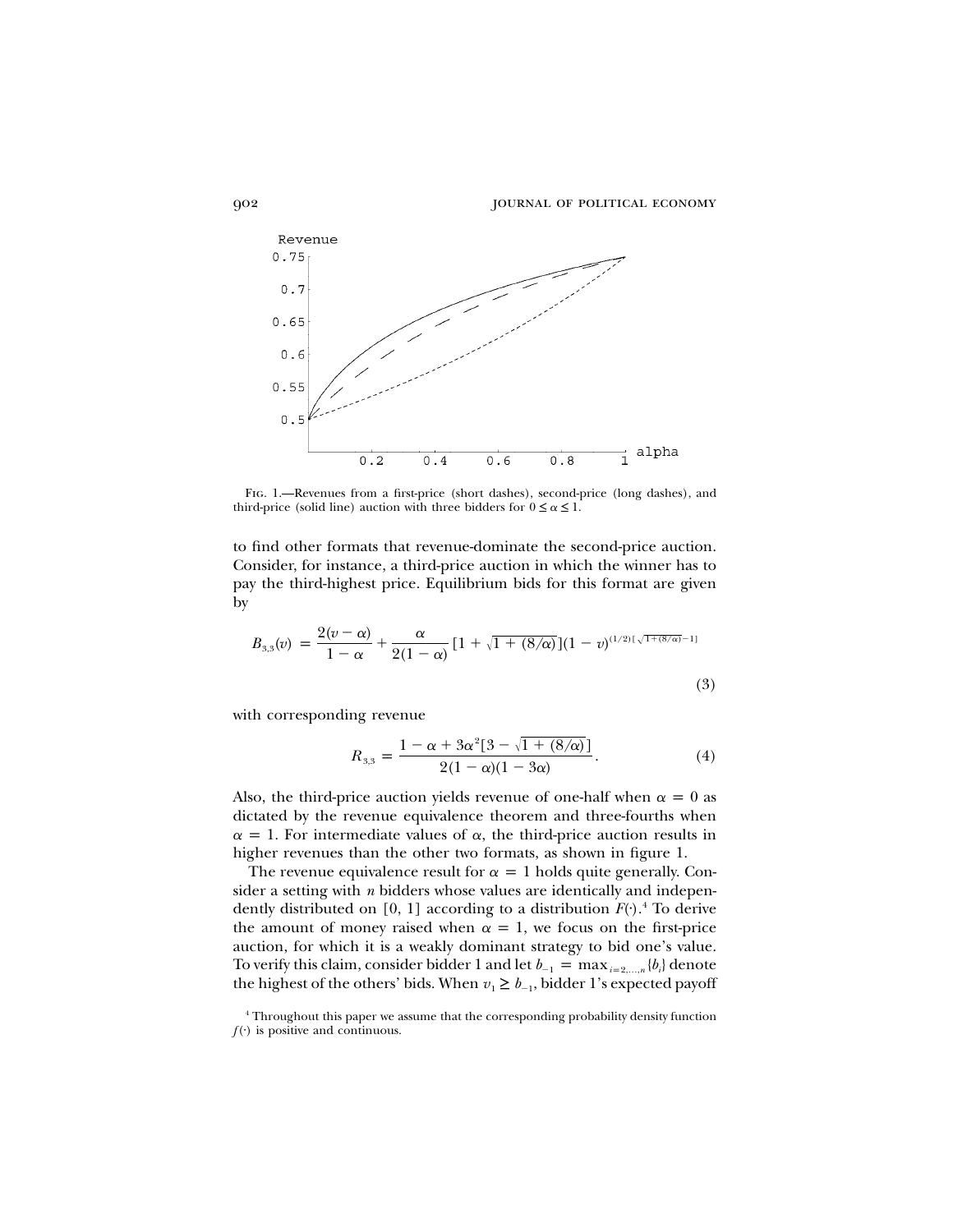Fig. 1.—Revenues from a first-price (short dashes), second-price (long dashes), and third-price (solid line) auction with three bidders for $0 \leq \alpha \leq 1$.

to find other formats that revenue-dominate the second-price auction. Consider, for instance, a third-price auction in which the winner has to pay the third-highest price. Equilibrium bids for this format are given by

$$B_{3,3}(v) = \frac{2(v-\alpha)}{1-\alpha} + \frac{\alpha}{2(1-\alpha)}\left[1+\sqrt{1+(8/\alpha)}\right](1-v)^{(1/2)\left[\sqrt{1+(8/\alpha)}-1\right]} \tag{3}$$

with corresponding revenue

$$R_{3,3} = \frac{1-\alpha+3\alpha^2\left[3-\sqrt{1+(8/\alpha)}\right]}{2(1-\alpha)(1-3\alpha)}. \tag{4}$$

Also, the third-price auction yields revenue of one-half when $\alpha = 0$ as dictated by the revenue equivalence theorem and three-fourths when $\alpha = 1$. For intermediate values of $\alpha$, the third-price auction results in higher revenues than the other two formats, as shown in figure 1.

The revenue equivalence result for $\alpha = 1$ holds quite generally. Consider a setting with $n$ bidders whose values are identically and independently distributed on $[0, 1]$ according to a distribution $F(\cdot)$.[4] To derive the amount of money raised when $\alpha = 1$, we focus on the first-price auction, for which it is a weakly dominant strategy to bid one's value. To verify this claim, consider bidder 1 and let $b_{-1} = \max_{i=2,\ldots,n}\{b_i\}$ denote the highest of the others' bids. When $v_1 \geq b_{-1}$, bidder 1's expected payoff

[4] Throughout this paper we assume that the corresponding probability density function $f(\cdot)$ is positive and continuous.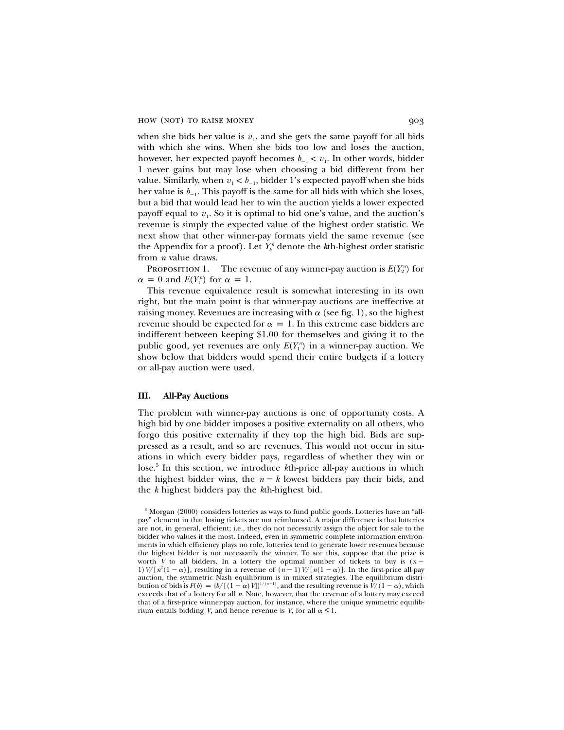when she bids her value is $v_1$, and she gets the same payoff for all bids with which she wins. When she bids too low and loses the auction, however, her expected payoff becomes $b_{-1} < v_1$. In other words, bidder 1 never gains but may lose when choosing a bid different from her value. Similarly, when $v_1 < b_{-1}$, bidder 1's expected payoff when she bids her value is $b_{-1}$. This payoff is the same for all bids with which she loses, but a bid that would lead her to win the auction yields a lower expected payoff equal to $v_1$. So it is optimal to bid one's value, and the auction's revenue is simply the expected value of the highest order statistic. We next show that other winner-pay formats yield the same revenue (see the Appendix for a proof). Let $Y_k^n$ denote the $k$th-highest order statistic from $n$ value draws.

Proposition 1. The revenue of any winner-pay auction is $E(Y_2^n)$ for $\alpha = 0$ and $E(Y_1^n)$ for $\alpha = 1$.

This revenue equivalence result is somewhat interesting in its own right, but the main point is that winner-pay auctions are ineffective at raising money. Revenues are increasing with $\alpha$ (see fig. 1), so the highest revenue should be expected for $\alpha = 1$. In this extreme case bidders are indifferent between keeping \$1.00 for themselves and giving it to the public good, yet revenues are only $E(Y_1^n)$ in a winner-pay auction. We show below that bidders would spend their entire budgets if a lottery or all-pay auction were used.

## III. All-Pay Auctions

The problem with winner-pay auctions is one of opportunity costs. A high bid by one bidder imposes a positive externality on all others, who forgo this positive externality if they top the high bid. Bids are suppressed as a result, and so are revenues. This would not occur in situations in which every bidder pays, regardless of whether they win or lose.[5] In this section, we introduce $k$th-price all-pay auctions in which the highest bidder wins, the $n - k$ lowest bidders pay their bids, and the $k$ highest bidders pay the $k$th-highest bid.

[5] Morgan (2000) considers lotteries as ways to fund public goods. Lotteries have an "all-pay" element in that losing tickets are not reimbursed. A major difference is that lotteries are not, in general, efficient; i.e., they do not necessarily assign the object for sale to the bidder who values it the most. Indeed, even in symmetric complete information environments in which efficiency plays no role, lotteries tend to generate lower revenues because the highest bidder is not necessarily the winner. To see this, suppose that the prize is worth $V$ to all bidders. In a lottery the optimal number of tickets to buy is $(n-1)V/[n^2(1-\alpha)]$, resulting in a revenue of $(n-1)V/[n(1-\alpha)]$. In the first-price all-pay auction, the symmetric Nash equilibrium is in mixed strategies. The equilibrium distribution of bids is $F(b) = \{b/[(1-\alpha)V]\}^{1/(n-1)}$, and the resulting revenue is $V/(1-\alpha)$, which exceeds that of a lottery for all $n$. Note, however, that the revenue of a lottery may exceed that of a first-price winner-pay auction, for instance, where the unique symmetric equilibrium entails bidding $V$, and hence revenue is $V$, for all $\alpha \leq 1$.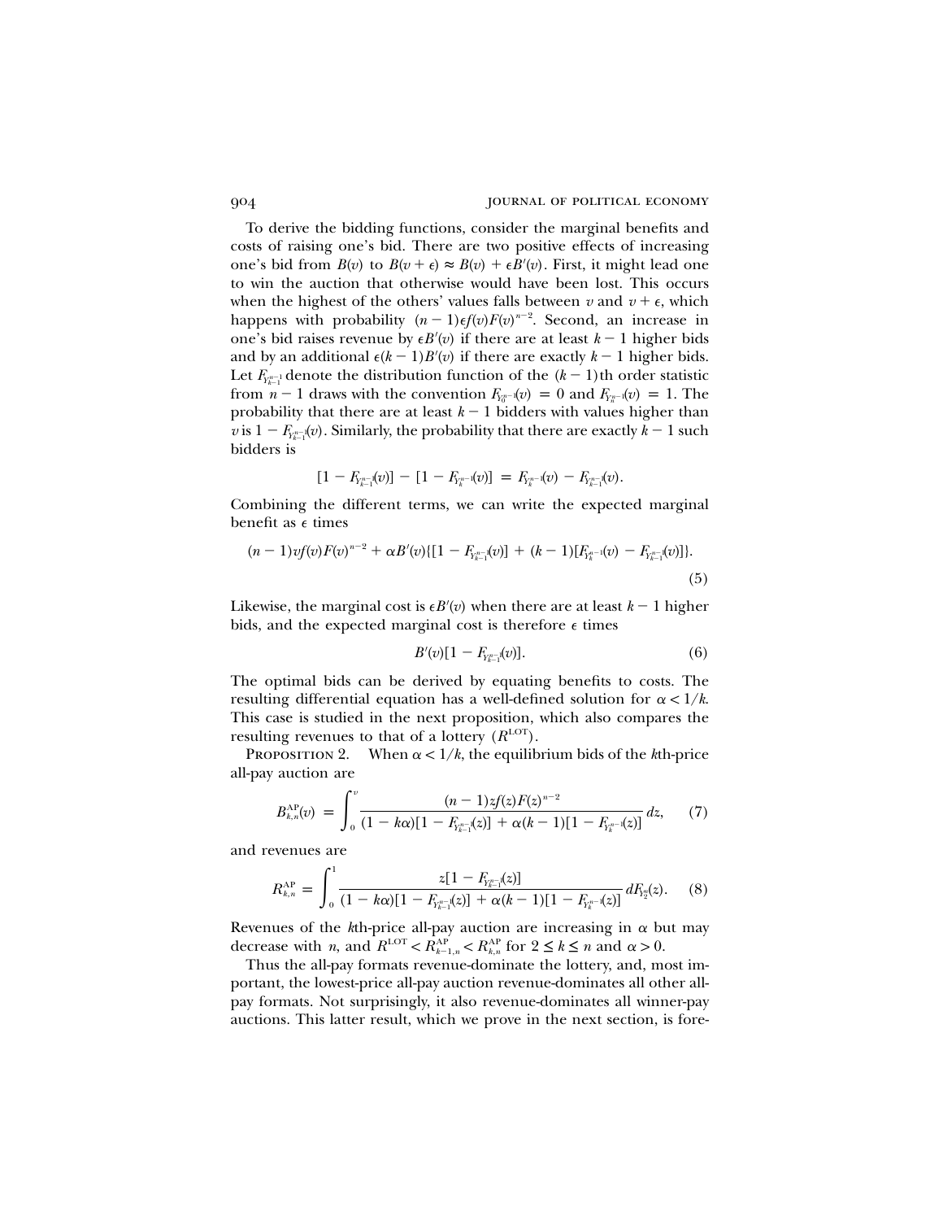To derive the bidding functions, consider the marginal benefits and costs of raising one's bid. There are two positive effects of increasing one's bid from $B(v)$ to $B(v+\epsilon) \approx B(v) + \epsilon B'(v)$. First, it might lead one to win the auction that otherwise would have been lost. This occurs when the highest of the others' values falls between $v$ and $v+\epsilon$, which happens with probability $(n-1)\epsilon f(v)F(v)^{n-2}$. Second, an increase in one's bid raises revenue by $\epsilon B'(v)$ if there are at least $k-1$ higher bids and by an additional $\epsilon(k-1)B'(v)$ if there are exactly $k-1$ higher bids. Let $F_{Y_{k-1}^{n-1}}$ denote the distribution function of the $(k-1)$th order statistic from $n-1$ draws with the convention $F_{Y_0^{n-1}}(v) = 0$ and $F_{Y_n^{n-1}}(v) = 1$. The probability that there are at least $k-1$ bidders with values higher than $v$ is $1 - F_{Y_{k-1}^{n-1}}(v)$. Similarly, the probability that there are exactly $k-1$ such bidders is

$$[1 - F_{Y_{k-1}^{n-1}}(v)] - [1 - F_{Y_k^{n-1}}(v)] = F_{Y_k^{n-1}}(v) - F_{Y_{k-1}^{n-1}}(v).$$

Combining the different terms, we can write the expected marginal benefit as $\epsilon$ times

$$(n-1)vf(v)F(v)^{n-2} + \alpha B'(v)\{[1 - F_{Y_{k-1}^{n-1}}(v)] + (k-1)[F_{Y_k^{n-1}}(v) - F_{Y_{k-1}^{n-1}}(v)]\}. \tag{5}$$

Likewise, the marginal cost is $\epsilon B'(v)$ when there are at least $k-1$ higher bids, and the expected marginal cost is therefore $\epsilon$ times

$$B'(v)[1 - F_{Y_{k-1}^{n-1}}(v)]. \tag{6}$$

The optimal bids can be derived by equating benefits to costs. The resulting differential equation has a well-defined solution for $\alpha < 1/k$. This case is studied in the next proposition, which also compares the resulting revenues to that of a lottery ($R^{\text{LOT}}$).

Proposition 2. When $\alpha < 1/k$, the equilibrium bids of the $k$th-price all-pay auction are

$$B_{k,n}^{\text{AP}}(v) = \int_0^v \frac{(n-1)zf(z)F(z)^{n-2}}{(1-k\alpha)[1 - F_{Y_{k-1}^{n-1}}(z)] + \alpha(k-1)[1 - F_{Y_k^{n-1}}(z)]}\,dz, \tag{7}$$

and revenues are

$$R_{k,n}^{\text{AP}} = \int_0^1 \frac{z[1 - F_{Y_{k-1}^{n-1}}(z)]}{(1-k\alpha)[1 - F_{Y_{k-1}^{n-1}}(z)] + \alpha(k-1)[1 - F_{Y_k^{n-1}}(z)]}\,dF_{Y_2^n}(z). \tag{8}$$

Revenues of the $k$th-price all-pay auction are increasing in $\alpha$ but may decrease with $n$, and $R^{\text{LOT}} < R_{k-1,n}^{\text{AP}} < R_{k,n}^{\text{AP}}$ for $2 \le k \le n$ and $\alpha > 0$.

Thus the all-pay formats revenue-dominate the lottery, and, most important, the lowest-price all-pay auction revenue-dominates all other all-pay formats. Not surprisingly, it also revenue-dominates all winner-pay auctions. This latter result, which we prove in the next section, is fore-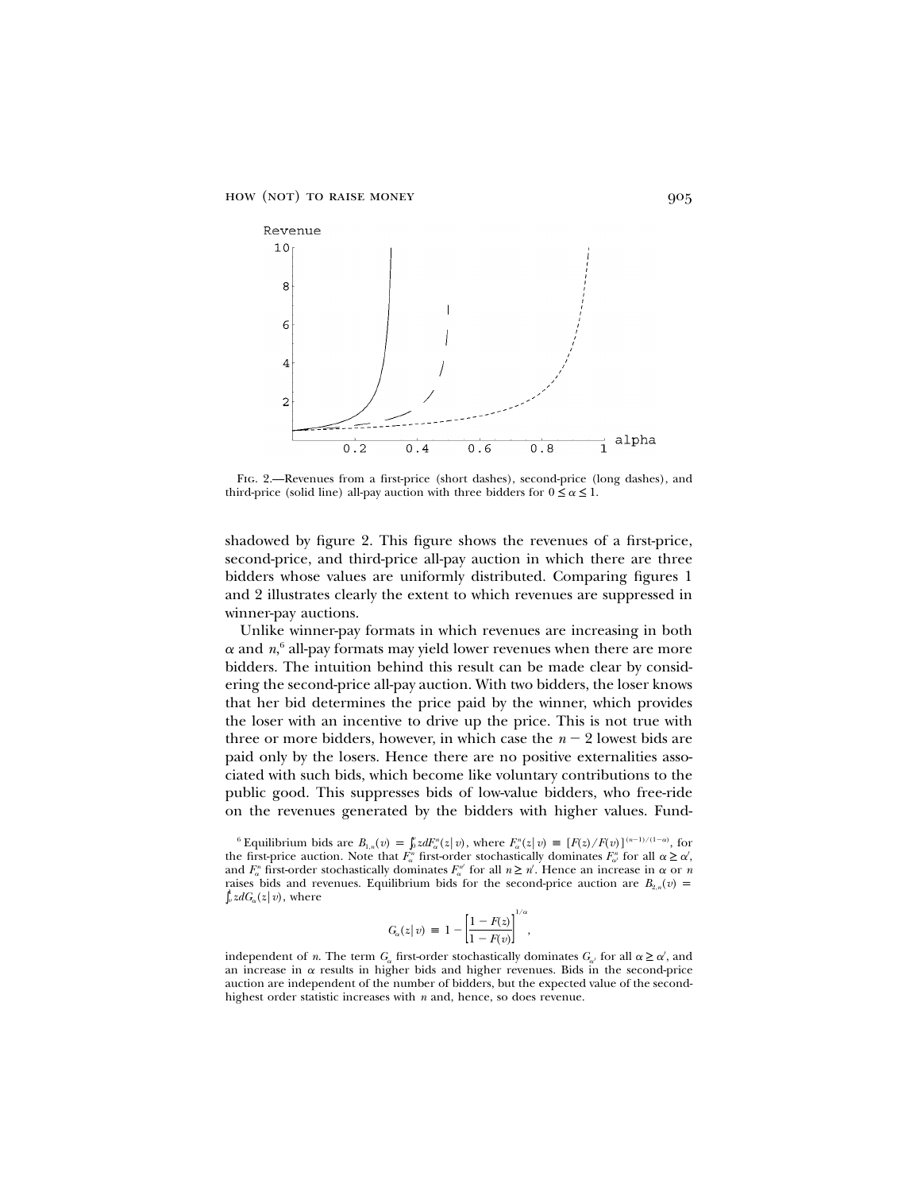Fig. 2.—Revenues from a first-price (short dashes), second-price (long dashes), and third-price (solid line) all-pay auction with three bidders for $0 \leq \alpha \leq 1$.

shadowed by figure 2. This figure shows the revenues of a first-price, second-price, and third-price all-pay auction in which there are three bidders whose values are uniformly distributed. Comparing figures 1 and 2 illustrates clearly the extent to which revenues are suppressed in winner-pay auctions.

Unlike winner-pay formats in which revenues are increasing in both $\alpha$ and $n$,[6] all-pay formats may yield lower revenues when there are more bidders. The intuition behind this result can be made clear by considering the second-price all-pay auction. With two bidders, the loser knows that her bid determines the price paid by the winner, which provides the loser with an incentive to drive up the price. This is not true with three or more bidders, however, in which case the $n - 2$ lowest bids are paid only by the losers. Hence there are no positive externalities associated with such bids, which become like voluntary contributions to the public good. This suppresses bids of low-value bidders, who free-ride on the revenues generated by the bidders with higher values. Fund-

[6] Equilibrium bids are $B_{1,n}(v) = \int_0^v z dF_\alpha^n(z|v)$, where $F_\alpha^n(z|v) \equiv [F(z)/F(v)]^{(n-1)/(1-\alpha)}$, for the first-price auction. Note that $F_\alpha^n$ first-order stochastically dominates $F_{\alpha'}^n$ for all $\alpha \geq \alpha'$, and $F_\alpha^n$ first-order stochastically dominates $F_\alpha^{n'}$ for all $n \geq n'$. Hence an increase in $\alpha$ or $n$ raises bids and revenues. Equilibrium bids for the second-price auction are $B_{2,n}(v) = \int_0^v z dG_\alpha(z|v)$, where

$$G_\alpha(z|v) \equiv 1 - \left[\frac{1 - F(z)}{1 - F(v)}\right]^{1/\alpha},$$

independent of $n$. The term $G_\alpha$ first-order stochastically dominates $G_{\alpha'}$ for all $\alpha \geq \alpha'$, and an increase in $\alpha$ results in higher bids and higher revenues. Bids in the second-price auction are independent of the number of bidders, but the expected value of the second-highest order statistic increases with $n$ and, hence, so does revenue.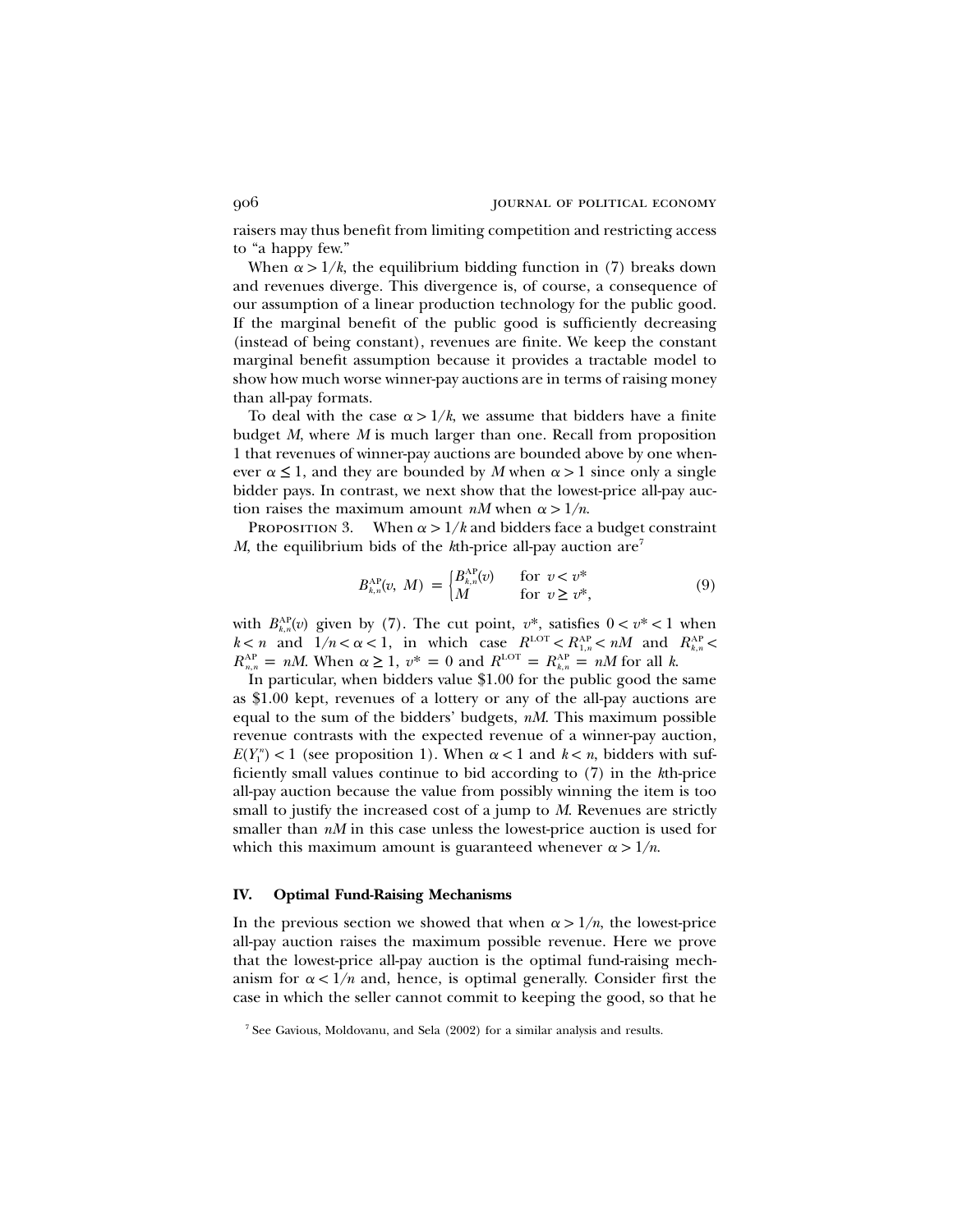raisers may thus benefit from limiting competition and restricting access to "a happy few."

When $\alpha > 1/k$, the equilibrium bidding function in (7) breaks down and revenues diverge. This divergence is, of course, a consequence of our assumption of a linear production technology for the public good. If the marginal benefit of the public good is sufficiently decreasing (instead of being constant), revenues are finite. We keep the constant marginal benefit assumption because it provides a tractable model to show how much worse winner-pay auctions are in terms of raising money than all-pay formats.

To deal with the case $\alpha > 1/k$, we assume that bidders have a finite budget $M$, where $M$ is much larger than one. Recall from proposition 1 that revenues of winner-pay auctions are bounded above by one whenever $\alpha \leq 1$, and they are bounded by $M$ when $\alpha > 1$ since only a single bidder pays. In contrast, we next show that the lowest-price all-pay auction raises the maximum amount $nM$ when $\alpha > 1/n$.

Proposition 3. When $\alpha > 1/k$ and bidders face a budget constraint $M$, the equilibrium bids of the $k$th-price all-pay auction are[7]

$$B_{k,n}^{\mathrm{AP}}(v,\ M) = \begin{cases} B_{k,n}^{\mathrm{AP}}(v) & \text{for } v < v^* \\ M & \text{for } v \geq v^*, \end{cases} \tag{9}$$

with $B_{k,n}^{\mathrm{AP}}(v)$ given by (7). The cut point, $v^*$, satisfies $0 < v^* < 1$ when $k < n$ and $1/n < \alpha < 1$, in which case $R^{\mathrm{LOT}} < R_{1,n}^{\mathrm{AP}} < nM$ and $R_{k,n}^{\mathrm{AP}} < R_{n,n}^{\mathrm{AP}} = nM$. When $\alpha \geq 1$, $v^* = 0$ and $R^{\mathrm{LOT}} = R_{k,n}^{\mathrm{AP}} = nM$ for all $k$.

In particular, when bidders value \$1.00 for the public good the same as \$1.00 kept, revenues of a lottery or any of the all-pay auctions are equal to the sum of the bidders' budgets, $nM$. This maximum possible revenue contrasts with the expected revenue of a winner-pay auction, $E(Y_1^n) < 1$ (see proposition 1). When $\alpha < 1$ and $k < n$, bidders with sufficiently small values continue to bid according to (7) in the $k$th-price all-pay auction because the value from possibly winning the item is too small to justify the increased cost of a jump to $M$. Revenues are strictly smaller than $nM$ in this case unless the lowest-price auction is used for which this maximum amount is guaranteed whenever $\alpha > 1/n$.

## IV. Optimal Fund-Raising Mechanisms

In the previous section we showed that when $\alpha > 1/n$, the lowest-price all-pay auction raises the maximum possible revenue. Here we prove that the lowest-price all-pay auction is the optimal fund-raising mechanism for $\alpha < 1/n$ and, hence, is optimal generally. Consider first the case in which the seller cannot commit to keeping the good, so that he

[7] See Gavious, Moldovanu, and Sela (2002) for a similar analysis and results.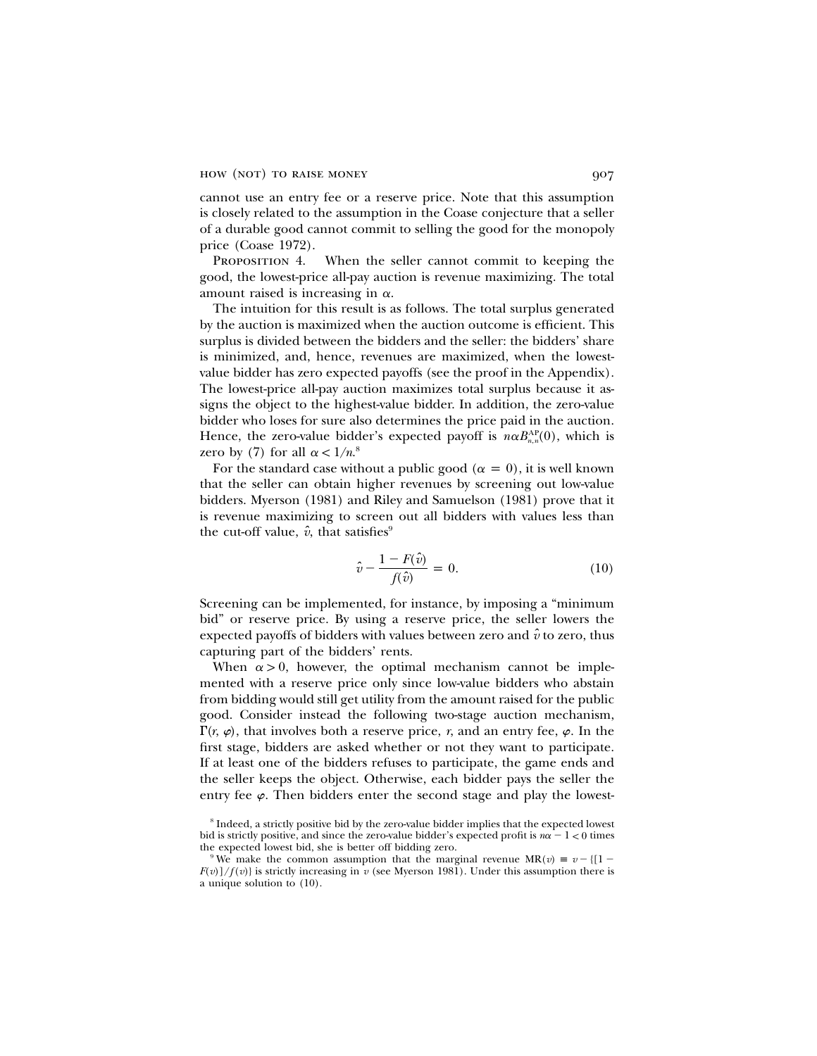cannot use an entry fee or a reserve price. Note that this assumption is closely related to the assumption in the Coase conjecture that a seller of a durable good cannot commit to selling the good for the monopoly price (Coase 1972).

Proposition 4. When the seller cannot commit to keeping the good, the lowest-price all-pay auction is revenue maximizing. The total amount raised is increasing in $\alpha$.

The intuition for this result is as follows. The total surplus generated by the auction is maximized when the auction outcome is efficient. This surplus is divided between the bidders and the seller: the bidders' share is minimized, and, hence, revenues are maximized, when the lowest-value bidder has zero expected payoffs (see the proof in the Appendix). The lowest-price all-pay auction maximizes total surplus because it assigns the object to the highest-value bidder. In addition, the zero-value bidder who loses for sure also determines the price paid in the auction. Hence, the zero-value bidder's expected payoff is $n\alpha B^{AP}_{n,n}(0)$, which is zero by (7) for all $\alpha < 1/n$.[8]

For the standard case without a public good ($\alpha = 0$), it is well known that the seller can obtain higher revenues by screening out low-value bidders. Myerson (1981) and Riley and Samuelson (1981) prove that it is revenue maximizing to screen out all bidders with values less than the cut-off value, $\hat{v}$, that satisfies[9]

$$\hat{v} - \frac{1 - F(\hat{v})}{f(\hat{v})} = 0. \tag{10}$$

Screening can be implemented, for instance, by imposing a "minimum bid" or reserve price. By using a reserve price, the seller lowers the expected payoffs of bidders with values between zero and $\hat{v}$ to zero, thus capturing part of the bidders' rents.

When $\alpha > 0$, however, the optimal mechanism cannot be implemented with a reserve price only since low-value bidders who abstain from bidding would still get utility from the amount raised for the public good. Consider instead the following two-stage auction mechanism, $\Gamma(r, \varphi)$, that involves both a reserve price, $r$, and an entry fee, $\varphi$. In the first stage, bidders are asked whether or not they want to participate. If at least one of the bidders refuses to participate, the game ends and the seller keeps the object. Otherwise, each bidder pays the seller the entry fee $\varphi$. Then bidders enter the second stage and play the lowest-

[8] Indeed, a strictly positive bid by the zero-value bidder implies that the expected lowest bid is strictly positive, and since the zero-value bidder's expected profit is $n\alpha - 1 < 0$ times the expected lowest bid, she is better off bidding zero.

[9] We make the common assumption that the marginal revenue $\text{MR}(v) \equiv v - \{[1 - F(v)]/f(v)\}$ is strictly increasing in $v$ (see Myerson 1981). Under this assumption there is a unique solution to (10).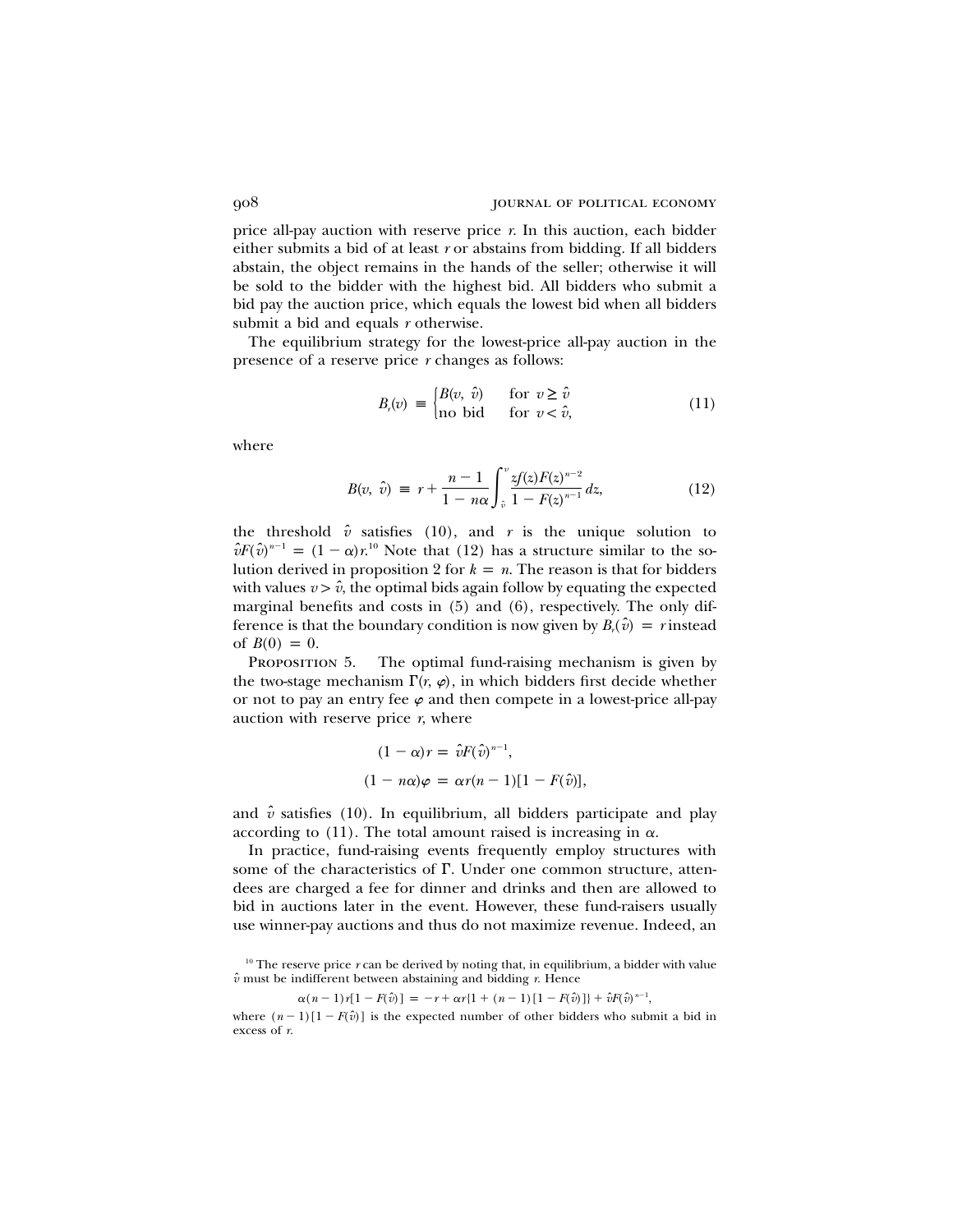price all-pay auction with reserve price $r$. In this auction, each bidder either submits a bid of at least $r$ or abstains from bidding. If all bidders abstain, the object remains in the hands of the seller; otherwise it will be sold to the bidder with the highest bid. All bidders who submit a bid pay the auction price, which equals the lowest bid when all bidders submit a bid and equals $r$ otherwise.

The equilibrium strategy for the lowest-price all-pay auction in the presence of a reserve price $r$ changes as follows:

$$B_r(v) \equiv \begin{cases} B(v,\ \hat{v}) & \text{for } v \geq \hat{v} \\ \text{no bid} & \text{for } v < \hat{v}, \end{cases} \tag{11}$$

where

$$B(v,\ \hat{v}) \equiv r + \frac{n-1}{1-n\alpha} \int_{\hat{v}}^{v} \frac{zf(z)F(z)^{n-2}}{1-F(z)^{n-1}}\, dz, \tag{12}$$

the threshold $\hat{v}$ satisfies (10), and $r$ is the unique solution to $\hat{v}F(\hat{v})^{n-1} = (1-\alpha)r$.[10] Note that (12) has a structure similar to the solution derived in proposition 2 for $k = n$. The reason is that for bidders with values $v > \hat{v}$, the optimal bids again follow by equating the expected marginal benefits and costs in (5) and (6), respectively. The only difference is that the boundary condition is now given by $B_r(\hat{v}) = r$ instead of $B(0) = 0$.

Proposition 5. The optimal fund-raising mechanism is given by the two-stage mechanism $\Gamma(r, \varphi)$, in which bidders first decide whether or not to pay an entry fee $\varphi$ and then compete in a lowest-price all-pay auction with reserve price $r$, where

$$(1-\alpha)r = \hat{v}F(\hat{v})^{n-1},$$

$$(1-n\alpha)\varphi = \alpha r(n-1)[1-F(\hat{v})],$$

and $\hat{v}$ satisfies (10). In equilibrium, all bidders participate and play according to (11). The total amount raised is increasing in $\alpha$.

In practice, fund-raising events frequently employ structures with some of the characteristics of $\Gamma$. Under one common structure, attendees are charged a fee for dinner and drinks and then are allowed to bid in auctions later in the event. However, these fund-raisers usually use winner-pay auctions and thus do not maximize revenue. Indeed, an

[10] The reserve price $r$ can be derived by noting that, in equilibrium, a bidder with value $\hat{v}$ must be indifferent between abstaining and bidding $r$. Hence

$$\alpha(n-1)r[1-F(\hat{v})] = -r + \alpha r\{1 + (n-1)[1-F(\hat{v})]\} + \hat{v}F(\hat{v})^{n-1},$$

where $(n-1)[1-F(\hat{v})]$ is the expected number of other bidders who submit a bid in excess of $r$.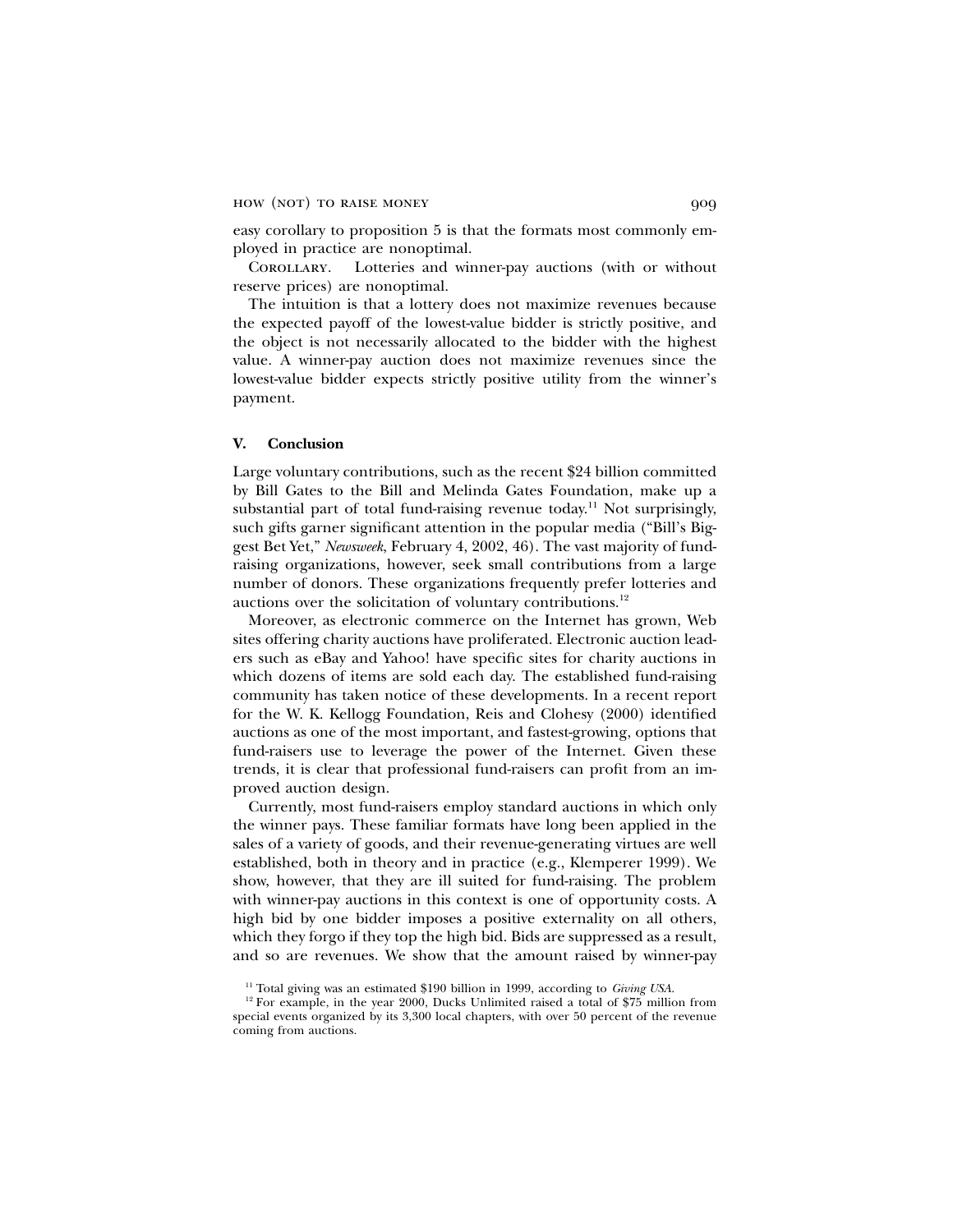easy corollary to proposition 5 is that the formats most commonly employed in practice are nonoptimal.

Corollary. Lotteries and winner-pay auctions (with or without reserve prices) are nonoptimal.

The intuition is that a lottery does not maximize revenues because the expected payoff of the lowest-value bidder is strictly positive, and the object is not necessarily allocated to the bidder with the highest value. A winner-pay auction does not maximize revenues since the lowest-value bidder expects strictly positive utility from the winner's payment.

## V. Conclusion

Large voluntary contributions, such as the recent $24 billion committed by Bill Gates to the Bill and Melinda Gates Foundation, make up a substantial part of total fund-raising revenue today.[11] Not surprisingly, such gifts garner significant attention in the popular media ("Bill's Biggest Bet Yet," *Newsweek*, February 4, 2002, 46). The vast majority of fund-raising organizations, however, seek small contributions from a large number of donors. These organizations frequently prefer lotteries and auctions over the solicitation of voluntary contributions.[12]

Moreover, as electronic commerce on the Internet has grown, Web sites offering charity auctions have proliferated. Electronic auction leaders such as eBay and Yahoo! have specific sites for charity auctions in which dozens of items are sold each day. The established fund-raising community has taken notice of these developments. In a recent report for the W. K. Kellogg Foundation, Reis and Clohesy (2000) identified auctions as one of the most important, and fastest-growing, options that fund-raisers use to leverage the power of the Internet. Given these trends, it is clear that professional fund-raisers can profit from an improved auction design.

Currently, most fund-raisers employ standard auctions in which only the winner pays. These familiar formats have long been applied in the sales of a variety of goods, and their revenue-generating virtues are well established, both in theory and in practice (e.g., Klemperer 1999). We show, however, that they are ill suited for fund-raising. The problem with winner-pay auctions in this context is one of opportunity costs. A high bid by one bidder imposes a positive externality on all others, which they forgo if they top the high bid. Bids are suppressed as a result, and so are revenues. We show that the amount raised by winner-pay

[11] Total giving was an estimated $190 billion in 1999, according to *Giving USA*.

[12] For example, in the year 2000, Ducks Unlimited raised a total of $75 million from special events organized by its 3,300 local chapters, with over 50 percent of the revenue coming from auctions.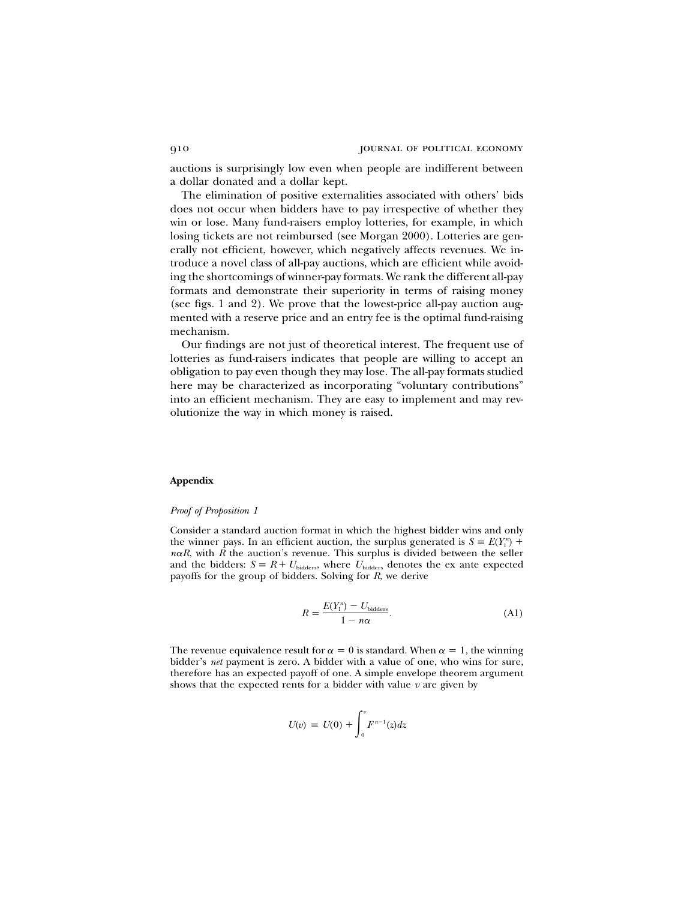auctions is surprisingly low even when people are indifferent between a dollar donated and a dollar kept.

The elimination of positive externalities associated with others' bids does not occur when bidders have to pay irrespective of whether they win or lose. Many fund-raisers employ lotteries, for example, in which losing tickets are not reimbursed (see Morgan 2000). Lotteries are generally not efficient, however, which negatively affects revenues. We introduce a novel class of all-pay auctions, which are efficient while avoiding the shortcomings of winner-pay formats. We rank the different all-pay formats and demonstrate their superiority in terms of raising money (see figs. 1 and 2). We prove that the lowest-price all-pay auction augmented with a reserve price and an entry fee is the optimal fund-raising mechanism.

Our findings are not just of theoretical interest. The frequent use of lotteries as fund-raisers indicates that people are willing to accept an obligation to pay even though they may lose. The all-pay formats studied here may be characterized as incorporating "voluntary contributions" into an efficient mechanism. They are easy to implement and may revolutionize the way in which money is raised.

## Appendix

### *Proof of Proposition 1*

Consider a standard auction format in which the highest bidder wins and only the winner pays. In an efficient auction, the surplus generated is $S = E(Y_1^n) + n\alpha R$, with $R$ the auction's revenue. This surplus is divided between the seller and the bidders: $S = R + U_{\text{bidders}}$, where $U_{\text{bidders}}$ denotes the ex ante expected payoffs for the group of bidders. Solving for $R$, we derive

$$R = \frac{E(Y_1^n) - U_{\text{bidders}}}{1 - n\alpha}. \tag{A1}$$

The revenue equivalence result for $\alpha = 0$ is standard. When $\alpha = 1$, the winning bidder's *net* payment is zero. A bidder with a value of one, who wins for sure, therefore has an expected payoff of one. A simple envelope theorem argument shows that the expected rents for a bidder with value $v$ are given by

$$U(v) = U(0) + \int_0^v F^{n-1}(z)dz$$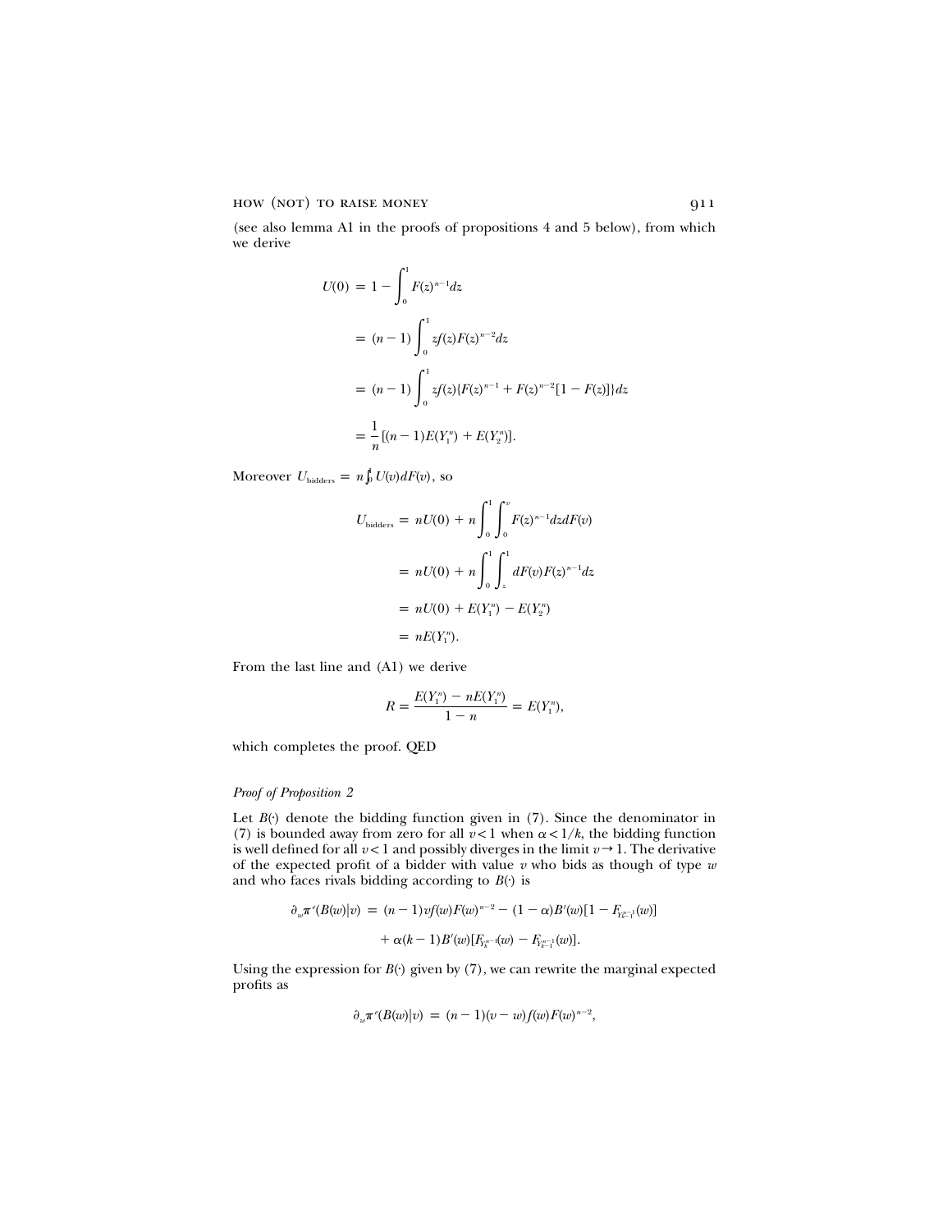(see also lemma A1 in the proofs of propositions 4 and 5 below), from which we derive

$$
\begin{aligned}
U(0) &= 1 - \int_0^1 F(z)^{n-1} dz \\
&= (n-1)\int_0^1 z f(z) F(z)^{n-2} dz \\
&= (n-1)\int_0^1 z f(z)\{F(z)^{n-1} + F(z)^{n-2}[1 - F(z)]\} dz \\
&= \frac{1}{n}[(n-1)E(Y_1^n) + E(Y_2^n)].
\end{aligned}
$$

Moreover $U_{\text{bidders}} = n\int_0^1 U(v) dF(v)$, so

$$
\begin{aligned}
U_{\text{bidders}} &= nU(0) + n\int_0^1 \int_0^v F(z)^{n-1} dz dF(v) \\
&= nU(0) + n\int_0^1 \int_z^1 dF(v) F(z)^{n-1} dz \\
&= nU(0) + E(Y_1^n) - E(Y_2^n) \\
&= nE(Y_1^n).
\end{aligned}
$$

From the last line and (A1) we derive

$$
R = \frac{E(Y_1^n) - nE(Y_1^n)}{1 - n} = E(Y_1^n),
$$

which completes the proof. QED

### *Proof of Proposition 2*

Let $B(\cdot)$ denote the bidding function given in (7). Since the denominator in (7) is bounded away from zero for all $v < 1$ when $\alpha < 1/k$, the bidding function is well defined for all $v < 1$ and possibly diverges in the limit $v \to 1$. The derivative of the expected profit of a bidder with value $v$ who bids as though of type $w$ and who faces rivals bidding according to $B(\cdot)$ is

$$
\begin{aligned}
\partial_w \pi^e(B(w)|v) = {} & (n-1)vf(w)F(w)^{n-2} - (1-\alpha)B'(w)[1 - F_{Y_{k-1}^{n-1}}(w)] \\
& + \alpha(k-1)B'(w)[F_{Y_k^{n-1}}(w) - F_{Y_{k-1}^{n-1}}(w)].
\end{aligned}
$$

Using the expression for $B(\cdot)$ given by (7), we can rewrite the marginal expected profits as

$$
\partial_w \pi^e(B(w)|v) = (n-1)(v-w)f(w)F(w)^{n-2},
$$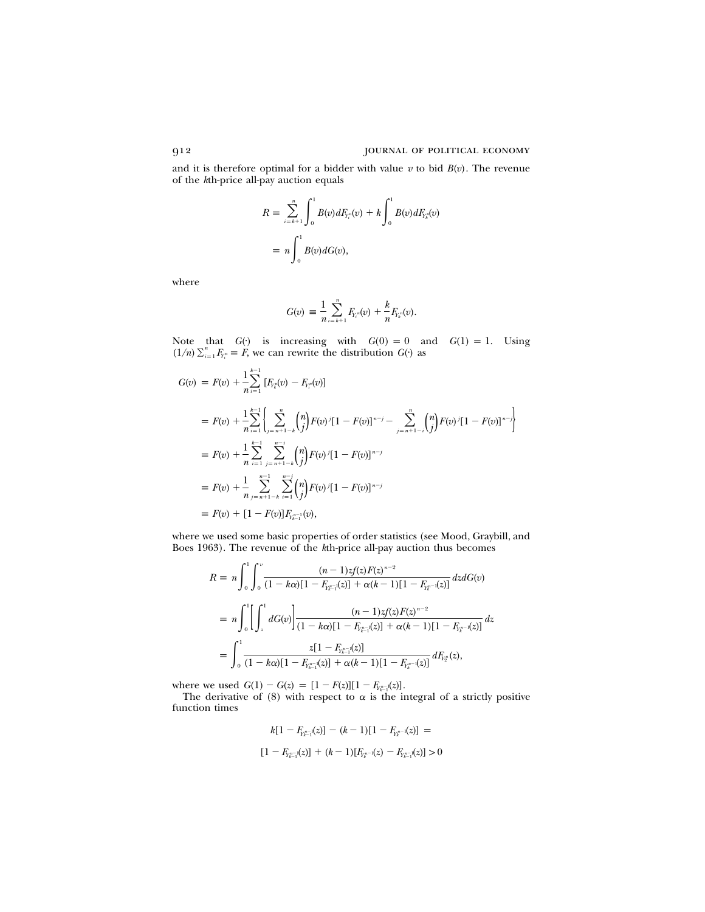and it is therefore optimal for a bidder with value $v$ to bid $B(v)$. The revenue of the $k$th-price all-pay auction equals

$$
\begin{aligned}
R &= \sum_{i=k+1}^{n} \int_0^1 B(v)\, dF_{Y_i^n}(v) + k \int_0^1 B(v)\, dF_{Y_k^n}(v) \\
&= n \int_0^1 B(v)\, dG(v),
\end{aligned}
$$

where

$$
G(v) \equiv \frac{1}{n} \sum_{i=k+1}^{n} F_{Y_i^n}(v) + \frac{k}{n} F_{Y_k^n}(v).
$$

Note that $G(\cdot)$ is increasing with $G(0) = 0$ and $G(1) = 1$. Using $(1/n)\sum_{i=1}^{n} F_{Y_i^n} = F$, we can rewrite the distribution $G(\cdot)$ as

$$
\begin{aligned}
G(v) &= F(v) + \frac{1}{n}\sum_{i=1}^{k-1} [F_{Y_k^n}(v) - F_{Y_i^n}(v)] \\
&= F(v) + \frac{1}{n}\sum_{i=1}^{k-1} \left\{ \sum_{j=n+1-k}^{n} \binom{n}{j} F(v)^j [1 - F(v)]^{n-j} - \sum_{j=n+1-i}^{n} \binom{n}{j} F(v)^j [1 - F(v)]^{n-j} \right\} \\
&= F(v) + \frac{1}{n}\sum_{i=1}^{k-1} \sum_{j=n+1-k}^{n-i} \binom{n}{j} F(v)^j [1 - F(v)]^{n-j} \\
&= F(v) + \frac{1}{n}\sum_{j=n+1-k}^{n-1} \sum_{i=1}^{n-j} \binom{n}{j} F(v)^j [1 - F(v)]^{n-j} \\
&= F(v) + [1 - F(v)] F_{Y_{k-1}^{n-1}}(v),
\end{aligned}
$$

where we used some basic properties of order statistics (see Mood, Graybill, and Boes 1963). The revenue of the $k$th-price all-pay auction thus becomes

$$
\begin{aligned}
R &= n \int_0^1 \int_0^v \frac{(n-1) z f(z) F(z)^{n-2}}{(1 - k\alpha)[1 - F_{Y_{k-1}^{n-1}}(z)] + \alpha(k-1)[1 - F_{Y_k^{n-1}}(z)]}\, dz\, dG(v) \\
&= n \int_0^1 \left[ \int_z^1 dG(v) \right] \frac{(n-1) z f(z) F(z)^{n-2}}{(1 - k\alpha)[1 - F_{Y_{k-1}^{n-1}}(z)] + \alpha(k-1)[1 - F_{Y_k^{n-1}}(z)]}\, dz \\
&= \int_0^1 \frac{z[1 - F_{Y_{k-1}^{n-1}}(z)]}{(1 - k\alpha)[1 - F_{Y_{k-1}^{n-1}}(z)] + \alpha(k-1)[1 - F_{Y_k^{n-1}}(z)]}\, dF_{Y_2^n}(z),
\end{aligned}
$$

where we used $G(1) - G(z) = [1 - F(z)][1 - F_{Y_{k-1}^{n-1}}(z)]$.

The derivative of (8) with respect to $\alpha$ is the integral of a strictly positive function times

$$
\begin{aligned}
& k[1 - F_{Y_{k-1}^{n-1}}(z)] - (k-1)[1 - F_{Y_k^{n-1}}(z)] = \\
& [1 - F_{Y_{k-1}^{n-1}}(z)] + (k-1)[F_{Y_k^{n-1}}(z) - F_{Y_{k-1}^{n-1}}(z)] > 0
\end{aligned}
$$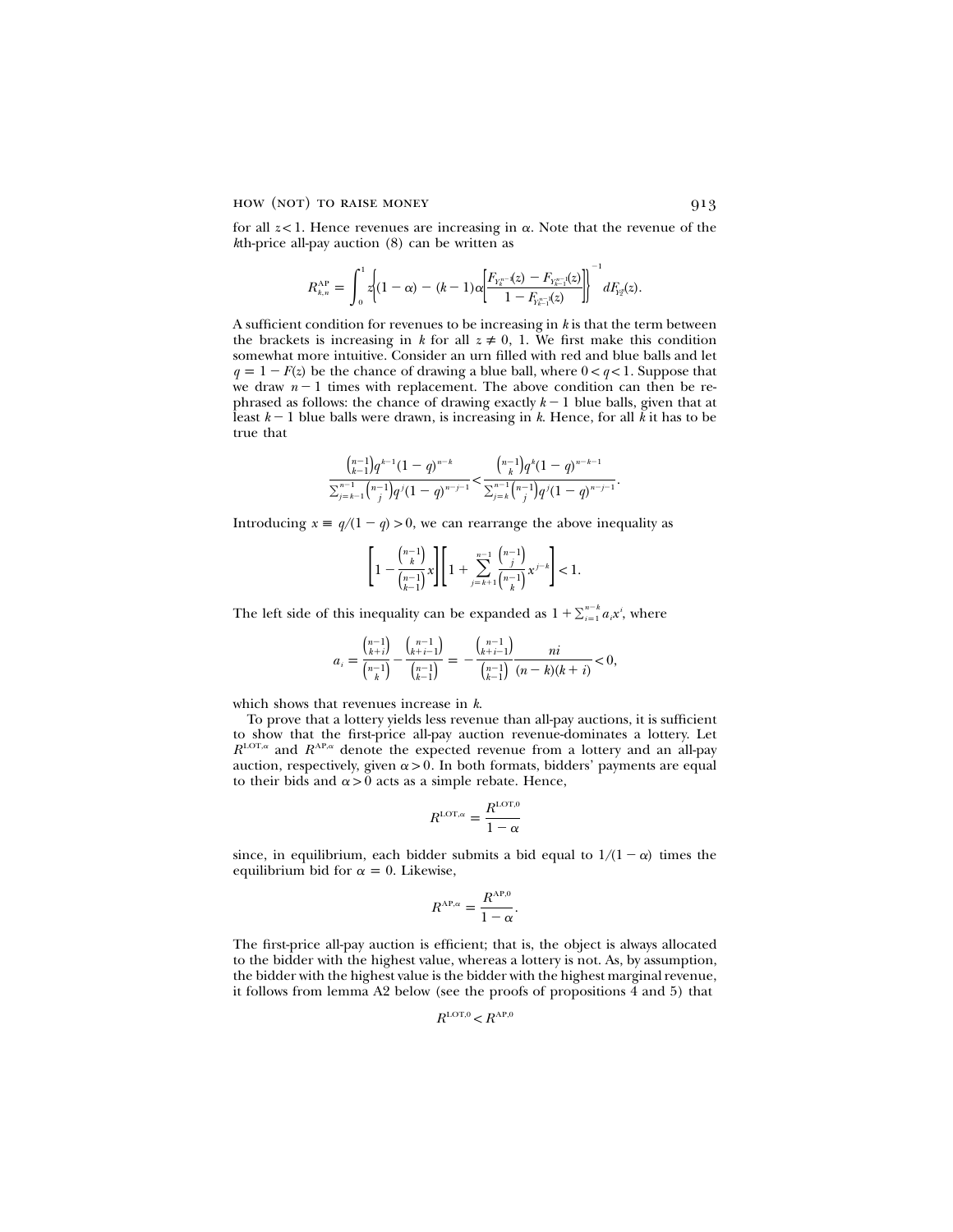for all $z < 1$. Hence revenues are increasing in $\alpha$. Note that the revenue of the $k$th-price all-pay auction (8) can be written as

$$R_{k,n}^{\mathrm{AP}} = \int_0^1 z\left\{(1-\alpha) - (k-1)\alpha\left[\frac{F_{Y_k^{n-1}}(z) - F_{Y_{k-1}^{n-1}}(z)}{1 - F_{Y_{k-1}^{n-1}}(z)}\right]\right\}^{-1} dF_{Y_2^n}(z).$$

A sufficient condition for revenues to be increasing in $k$ is that the term between the brackets is increasing in $k$ for all $z \neq 0$, 1. We first make this condition somewhat more intuitive. Consider an urn filled with red and blue balls and let $q = 1 - F(z)$ be the chance of drawing a blue ball, where $0 < q < 1$. Suppose that we draw $n-1$ times with replacement. The above condition can then be rephrased as follows: the chance of drawing exactly $k-1$ blue balls, given that at least $k-1$ blue balls were drawn, is increasing in $k$. Hence, for all $k$ it has to be true that

$$\frac{\binom{n-1}{k-1}q^{k-1}(1-q)^{n-k}}{\sum_{j=k-1}^{n-1}\binom{n-1}{j}q^j(1-q)^{n-j-1}} < \frac{\binom{n-1}{k}q^k(1-q)^{n-k-1}}{\sum_{j=k}^{n-1}\binom{n-1}{j}q^j(1-q)^{n-j-1}}.$$

Introducing $x \equiv q/(1-q) > 0$, we can rearrange the above inequality as

$$\left[1 - \frac{\binom{n-1}{k}}{\binom{n-1}{k-1}}x\right]\left[1 + \sum_{j=k+1}^{n-1}\frac{\binom{n-1}{j}}{\binom{n-1}{k}}x^{j-k}\right] < 1.$$

The left side of this inequality can be expanded as $1 + \sum_{i=1}^{n-k} a_i x^i$, where

$$a_i = \frac{\binom{n-1}{k+i}}{\binom{n-1}{k}} - \frac{\binom{n-1}{k+i-1}}{\binom{n-1}{k-1}} = -\frac{\binom{n-1}{k+i-1}}{\binom{n-1}{k-1}}\frac{ni}{(n-k)(k+i)} < 0,$$

which shows that revenues increase in $k$.

To prove that a lottery yields less revenue than all-pay auctions, it is sufficient to show that the first-price all-pay auction revenue-dominates a lottery. Let $R^{\mathrm{LOT},\alpha}$ and $R^{\mathrm{AP},\alpha}$ denote the expected revenue from a lottery and an all-pay auction, respectively, given $\alpha > 0$. In both formats, bidders' payments are equal to their bids and $\alpha > 0$ acts as a simple rebate. Hence,

$$R^{\mathrm{LOT},\alpha} = \frac{R^{\mathrm{LOT},0}}{1-\alpha}$$

since, in equilibrium, each bidder submits a bid equal to $1/(1-\alpha)$ times the equilibrium bid for $\alpha = 0$. Likewise,

$$R^{\mathrm{AP},\alpha} = \frac{R^{\mathrm{AP},0}}{1-\alpha}.$$

The first-price all-pay auction is efficient; that is, the object is always allocated to the bidder with the highest value, whereas a lottery is not. As, by assumption, the bidder with the highest value is the bidder with the highest marginal revenue, it follows from lemma A2 below (see the proofs of propositions 4 and 5) that

$$R^{\mathrm{LOT},0} < R^{\mathrm{AP},0}$$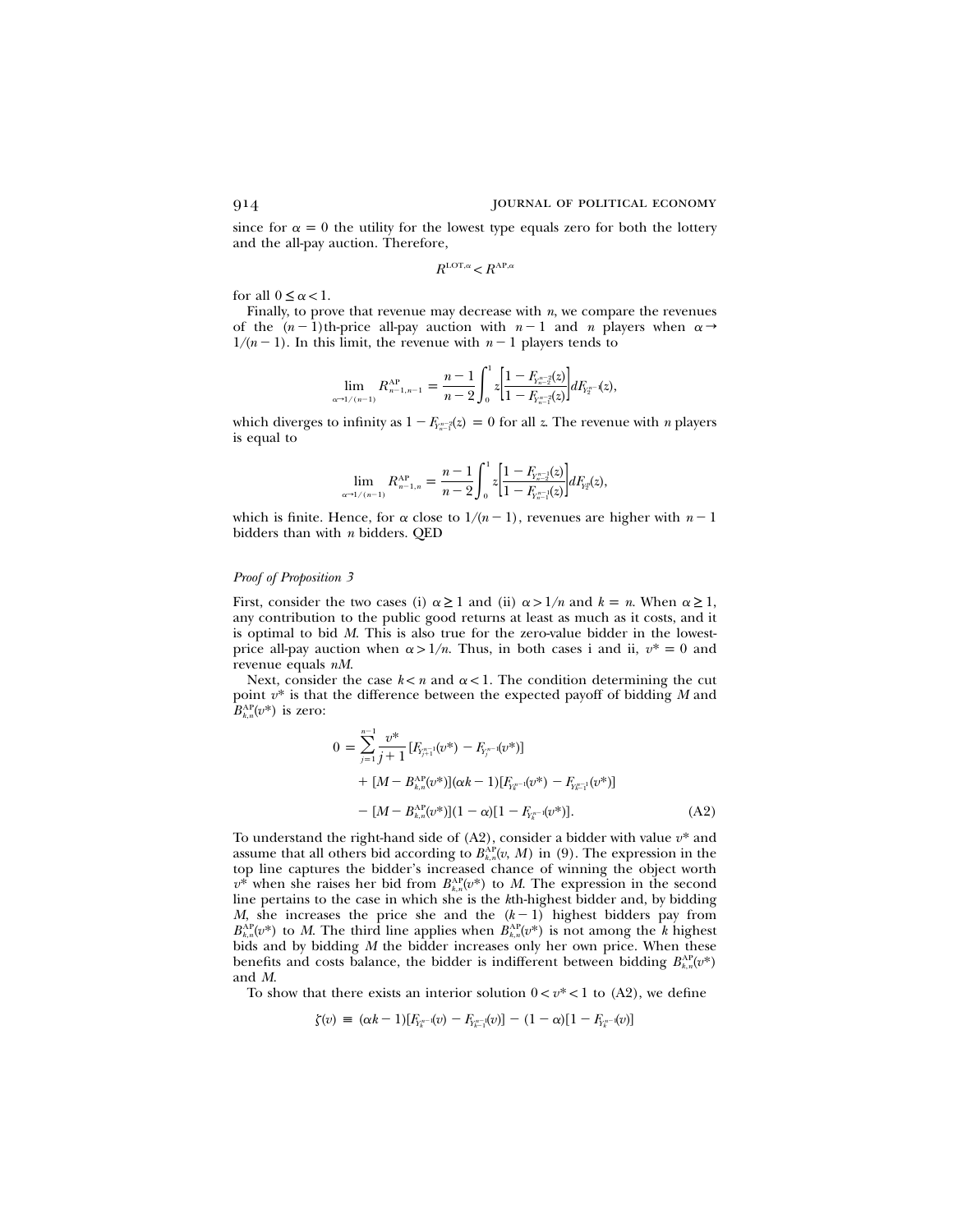since for $\alpha = 0$ the utility for the lowest type equals zero for both the lottery and the all-pay auction. Therefore,

$$R^{\mathrm{LOT},\alpha} < R^{\mathrm{AP},\alpha}$$

for all $0 \leq \alpha < 1$.

Finally, to prove that revenue may decrease with $n$, we compare the revenues of the $(n-1)$th-price all-pay auction with $n-1$ and $n$ players when $\alpha \to 1/(n-1)$. In this limit, the revenue with $n-1$ players tends to

$$\lim_{\alpha \to 1/(n-1)} R^{\mathrm{AP}}_{n-1,n-1} = \frac{n-1}{n-2}\int_0^1 z\left[\frac{1-F_{Y^{n-2}_{n-2}}(z)}{1-F_{Y^{n-2}_{n-1}}(z)}\right] dF_{Y^{n-1}_2}(z),$$

which diverges to infinity as $1 - F_{Y^{n-2}_{n-1}}(z) = 0$ for all $z$. The revenue with $n$ players is equal to

$$\lim_{\alpha \to 1/(n-1)} R^{\mathrm{AP}}_{n-1,n} = \frac{n-1}{n-2}\int_0^1 z\left[\frac{1-F_{Y^{n-1}_{n-2}}(z)}{1-F_{Y^{n-1}_{n-1}}(z)}\right] dF_{Y^n_2}(z),$$

which is finite. Hence, for $\alpha$ close to $1/(n-1)$, revenues are higher with $n-1$ bidders than with $n$ bidders. QED

*Proof of Proposition 3*

First, consider the two cases (i) $\alpha \geq 1$ and (ii) $\alpha > 1/n$ and $k = n$. When $\alpha \geq 1$, any contribution to the public good returns at least as much as it costs, and it is optimal to bid $M$. This is also true for the zero-value bidder in the lowest-price all-pay auction when $\alpha > 1/n$. Thus, in both cases i and ii, $v^* = 0$ and revenue equals $nM$.

Next, consider the case $k < n$ and $\alpha < 1$. The condition determining the cut point $v^*$ is that the difference between the expected payoff of bidding $M$ and $B^{\mathrm{AP}}_{k,n}(v^*)$ is zero:

$$\begin{aligned}
0 = &\sum_{j=1}^{n-1} \frac{v^*}{j+1}\left[F_{Y^{n-1}_{j+1}}(v^*) - F_{Y^{n-1}_j}(v^*)\right] \\
&+ [M - B^{\mathrm{AP}}_{k,n}(v^*)](\alpha k - 1)[F_{Y^{n-1}_k}(v^*) - F_{Y^{n-1}_{k-1}}(v^*)] \\
&- [M - B^{\mathrm{AP}}_{k,n}(v^*)](1-\alpha)[1 - F_{Y^{n-1}_k}(v^*)]. \qquad \text{(A2)}
\end{aligned}$$

To understand the right-hand side of (A2), consider a bidder with value $v^*$ and assume that all others bid according to $B^{\mathrm{AP}}_{k,n}(v, M)$ in (9). The expression in the top line captures the bidder's increased chance of winning the object worth $v^*$ when she raises her bid from $B^{\mathrm{AP}}_{k,n}(v^*)$ to $M$. The expression in the second line pertains to the case in which she is the $k$th-highest bidder and, by bidding $M$, she increases the price she and the $(k-1)$ highest bidders pay from $B^{\mathrm{AP}}_{k,n}(v^*)$ to $M$. The third line applies when $B^{\mathrm{AP}}_{k,n}(v^*)$ is not among the $k$ highest bids and by bidding $M$ the bidder increases only her own price. When these benefits and costs balance, the bidder is indifferent between bidding $B^{\mathrm{AP}}_{k,n}(v^*)$ and $M$.

To show that there exists an interior solution $0 < v^* < 1$ to (A2), we define

$$\zeta(v) \equiv (\alpha k - 1)[F_{Y^{n-1}_k}(v) - F_{Y^{n-1}_{k-1}}(v)] - (1-\alpha)[1 - F_{Y^{n-1}_k}(v)]$$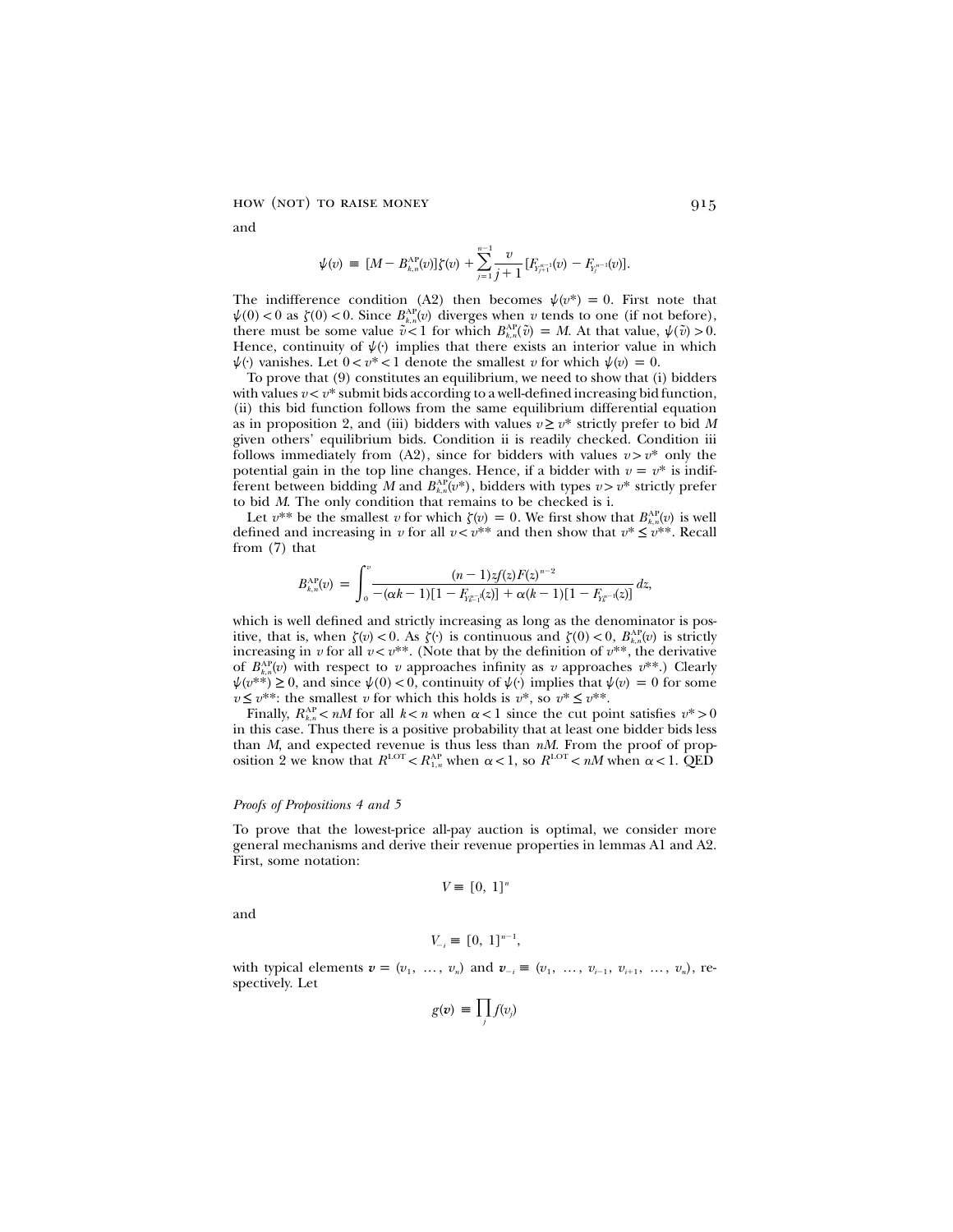and

$$\psi(v) \equiv [M - B^{\mathrm{AP}}_{k,n}(v)]\zeta(v) + \sum_{j=1}^{n-1} \frac{v}{j+1}[F_{Y^{n-1}_{j+1}}(v) - F_{Y^{n-1}_{j}}(v)].$$

The indifference condition (A2) then becomes $\psi(v^*) = 0$. First note that $\psi(0) < 0$ as $\zeta(0) < 0$. Since $B^{\mathrm{AP}}_{k,n}(v)$ diverges when $v$ tends to one (if not before), there must be some value $\tilde{v} < 1$ for which $B^{\mathrm{AP}}_{k,n}(\tilde{v}) = M$. At that value, $\psi(\tilde{v}) > 0$. Hence, continuity of $\psi(\cdot)$ implies that there exists an interior value in which $\psi(\cdot)$ vanishes. Let $0 < v^* < 1$ denote the smallest $v$ for which $\psi(v) = 0$.

To prove that (9) constitutes an equilibrium, we need to show that (i) bidders with values $v < v^*$ submit bids according to a well-defined increasing bid function, (ii) this bid function follows from the same equilibrium differential equation as in proposition 2, and (iii) bidders with values $v \geq v^*$ strictly prefer to bid $M$ given others' equilibrium bids. Condition ii is readily checked. Condition iii follows immediately from (A2), since for bidders with values $v > v^*$ only the potential gain in the top line changes. Hence, if a bidder with $v = v^*$ is indifferent between bidding $M$ and $B^{\mathrm{AP}}_{k,n}(v^*)$, bidders with types $v > v^*$ strictly prefer to bid $M$. The only condition that remains to be checked is i.

Let $v^{**}$ be the smallest $v$ for which $\zeta(v) = 0$. We first show that $B^{\mathrm{AP}}_{k,n}(v)$ is well defined and increasing in $v$ for all $v < v^{**}$ and then show that $v^* \leq v^{**}$. Recall from (7) that

$$B^{\mathrm{AP}}_{k,n}(v) = \int_0^v \frac{(n-1)zf(z)F(z)^{n-2}}{-(\alpha k - 1)[1 - F_{Y^{n-1}_{k-1}}(z)] + \alpha(k-1)[1 - F_{Y^{n-1}_{k}}(z)]}\,dz,$$

which is well defined and strictly increasing as long as the denominator is positive, that is, when $\zeta(v) < 0$. As $\zeta(\cdot)$ is continuous and $\zeta(0) < 0$, $B^{\mathrm{AP}}_{k,n}(v)$ is strictly increasing in $v$ for all $v < v^{**}$. (Note that by the definition of $v^{**}$, the derivative of $B^{\mathrm{AP}}_{k,n}(v)$ with respect to $v$ approaches infinity as $v$ approaches $v^{**}$.) Clearly $\psi(v^{**}) \geq 0$, and since $\psi(0) < 0$, continuity of $\psi(\cdot)$ implies that $\psi(v) = 0$ for some $v \leq v^{**}$: the smallest $v$ for which this holds is $v^*$, so $v^* \leq v^{**}$.

Finally, $R^{\mathrm{AP}}_{k,n} < nM$ for all $k < n$ when $\alpha < 1$ since the cut point satisfies $v^* > 0$ in this case. Thus there is a positive probability that at least one bidder bids less than $M$, and expected revenue is thus less than $nM$. From the proof of proposition 2 we know that $R^{\mathrm{LOT}} < R^{\mathrm{AP}}_{1,n}$ when $\alpha < 1$, so $R^{\mathrm{LOT}} < nM$ when $\alpha < 1$. QED

*Proofs of Propositions 4 and 5*

To prove that the lowest-price all-pay auction is optimal, we consider more general mechanisms and derive their revenue properties in lemmas A1 and A2. First, some notation:

$$V \equiv [0, 1]^n$$

and

$$V_{-i} \equiv [0, 1]^{n-1},$$

with typical elements $\boldsymbol{v} = (v_1, \ldots, v_n)$ and $\boldsymbol{v}_{-i} \equiv (v_1, \ldots, v_{i-1}, v_{i+1}, \ldots, v_n)$, respectively. Let

$$g(\boldsymbol{v}) \equiv \prod_j f(v_j)$$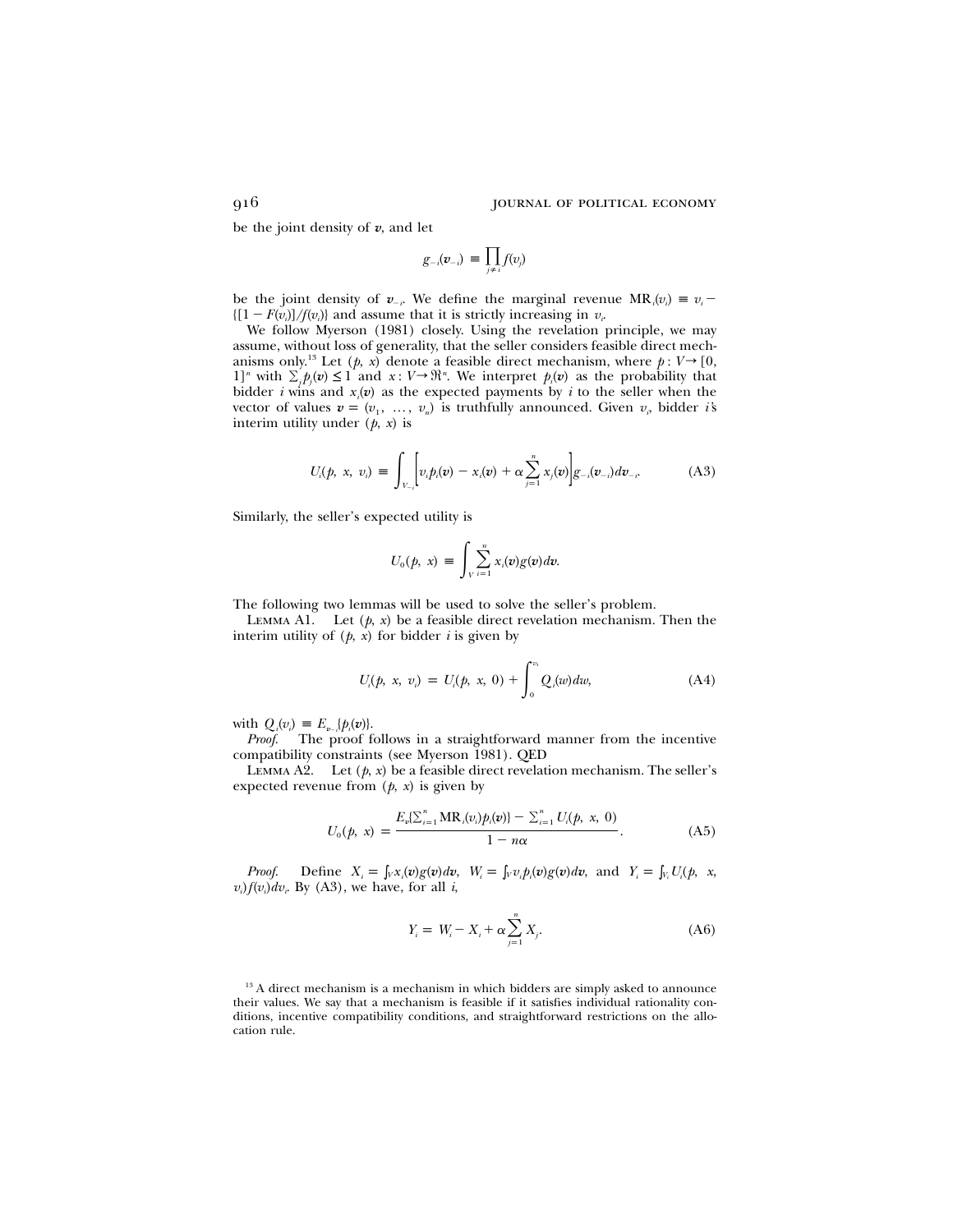be the joint density of $\boldsymbol{v}$, and let

$$g_{-i}(\boldsymbol{v}_{-i}) \equiv \prod_{j \neq i} f(v_j)$$

be the joint density of $\boldsymbol{v}_{-i}$. We define the marginal revenue $\text{MR}_i(v_i) \equiv v_i - \{[1 - F(v_i)]/f(v_i)\}$ and assume that it is strictly increasing in $v_i$.

We follow Myerson (1981) closely. Using the revelation principle, we may assume, without loss of generality, that the seller considers feasible direct mechanisms only.[13] Let $(p, x)$ denote a feasible direct mechanism, where $p: V \rightarrow [0, 1]^n$ with $\sum_j p_j(\boldsymbol{v}) \leq 1$ and $x: V \rightarrow \Re^n$. We interpret $p_i(\boldsymbol{v})$ as the probability that bidder $i$ wins and $x_i(\boldsymbol{v})$ as the expected payments by $i$ to the seller when the vector of values $\boldsymbol{v} = (v_1, \ldots, v_n)$ is truthfully announced. Given $v_i$, bidder $i$'s interim utility under $(p, x)$ is

$$U_i(p, x, v_i) \equiv \int_{V_{-i}} \left[ v_i p_i(\boldsymbol{v}) - x_i(\boldsymbol{v}) + \alpha \sum_{j=1}^{n} x_j(\boldsymbol{v}) \right] g_{-i}(\boldsymbol{v}_{-i}) d\boldsymbol{v}_{-i}. \tag{A3}$$

Similarly, the seller's expected utility is

$$U_0(p, x) \equiv \int_V \sum_{i=1}^{n} x_i(\boldsymbol{v}) g(\boldsymbol{v}) d\boldsymbol{v}.$$

The following two lemmas will be used to solve the seller's problem.

Lemma A1. Let $(p, x)$ be a feasible direct revelation mechanism. Then the interim utility of $(p, x)$ for bidder $i$ is given by

$$U_i(p, x, v_i) = U_i(p, x, 0) + \int_0^{v_i} Q_i(w) dw, \tag{A4}$$

with $Q_i(v_i) \equiv E_{v_{-i}}\{p_i(\boldsymbol{v})\}$.

*Proof.* The proof follows in a straightforward manner from the incentive compatibility constraints (see Myerson 1981). QED

Lemma A2. Let $(p, x)$ be a feasible direct revelation mechanism. The seller's expected revenue from $(p, x)$ is given by

$$U_0(p, x) = \frac{E_{\boldsymbol{v}}\{\sum_{i=1}^{n} \text{MR}_i(v_i) p_i(\boldsymbol{v})\} - \sum_{i=1}^{n} U_i(p, x, 0)}{1 - n\alpha}. \tag{A5}$$

*Proof.* Define $X_i = \int_V x_i(\boldsymbol{v}) g(\boldsymbol{v}) d\boldsymbol{v}$, $W_i = \int_V v_i p_i(\boldsymbol{v}) g(\boldsymbol{v}) d\boldsymbol{v}$, and $Y_i = \int_{V_i} U_i(p, x, v_i) f(v_i) dv_i$. By (A3), we have, for all $i$,

$$Y_i = W_i - X_i + \alpha \sum_{j=1}^{n} X_j. \tag{A6}$$

[13] A direct mechanism is a mechanism in which bidders are simply asked to announce their values. We say that a mechanism is feasible if it satisfies individual rationality conditions, incentive compatibility conditions, and straightforward restrictions on the allocation rule.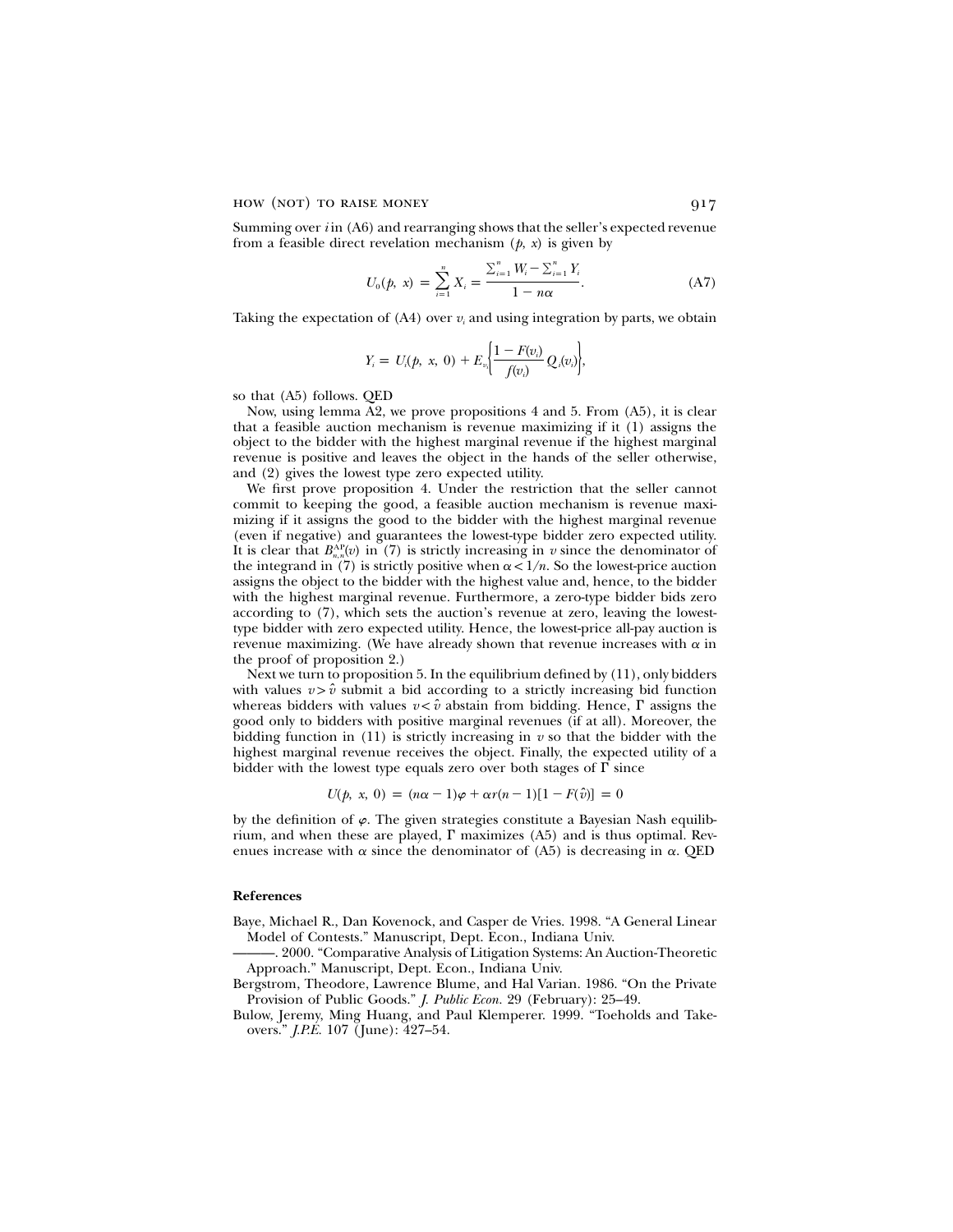Summing over $i$ in (A6) and rearranging shows that the seller's expected revenue from a feasible direct revelation mechanism $(p, x)$ is given by

$$U_0(p, x) = \sum_{i=1}^{n} X_i = \frac{\sum_{i=1}^{n} W_i - \sum_{i=1}^{n} Y_i}{1 - n\alpha}. \tag{A7}$$

Taking the expectation of (A4) over $v_i$ and using integration by parts, we obtain

$$Y_i = U_i(p, x, 0) + E_{v_i}\left\{\frac{1 - F(v_i)}{f(v_i)} Q_i(v_i)\right\},$$

so that (A5) follows. QED

Now, using lemma A2, we prove propositions 4 and 5. From (A5), it is clear that a feasible auction mechanism is revenue maximizing if it (1) assigns the object to the bidder with the highest marginal revenue if the highest marginal revenue is positive and leaves the object in the hands of the seller otherwise, and (2) gives the lowest type zero expected utility.

We first prove proposition 4. Under the restriction that the seller cannot commit to keeping the good, a feasible auction mechanism is revenue maximizing if it assigns the good to the bidder with the highest marginal revenue (even if negative) and guarantees the lowest-type bidder zero expected utility. It is clear that $B_{n,n}^{AP}(v)$ in (7) is strictly increasing in $v$ since the denominator of the integrand in (7) is strictly positive when $\alpha < 1/n$. So the lowest-price auction assigns the object to the bidder with the highest value and, hence, to the bidder with the highest marginal revenue. Furthermore, a zero-type bidder bids zero according to (7), which sets the auction's revenue at zero, leaving the lowest-type bidder with zero expected utility. Hence, the lowest-price all-pay auction is revenue maximizing. (We have already shown that revenue increases with $\alpha$ in the proof of proposition 2.)

Next we turn to proposition 5. In the equilibrium defined by (11), only bidders with values $v > \hat{v}$ submit a bid according to a strictly increasing bid function whereas bidders with values $v < \hat{v}$ abstain from bidding. Hence, $\Gamma$ assigns the good only to bidders with positive marginal revenues (if at all). Moreover, the bidding function in (11) is strictly increasing in $v$ so that the bidder with the highest marginal revenue receives the object. Finally, the expected utility of a bidder with the lowest type equals zero over both stages of $\Gamma$ since

$$U(p, x, 0) = (n\alpha - 1)\varphi + \alpha r(n-1)[1 - F(\hat{v})] = 0$$

by the definition of $\varphi$. The given strategies constitute a Bayesian Nash equilibrium, and when these are played, $\Gamma$ maximizes (A5) and is thus optimal. Revenues increase with $\alpha$ since the denominator of (A5) is decreasing in $\alpha$. QED

## References

Baye, Michael R., Dan Kovenock, and Casper de Vries. 1998. "A General Linear Model of Contests." Manuscript, Dept. Econ., Indiana Univ.

———. 2000. "Comparative Analysis of Litigation Systems: An Auction-Theoretic Approach." Manuscript, Dept. Econ., Indiana Univ.

Bergstrom, Theodore, Lawrence Blume, and Hal Varian. 1986. "On the Private Provision of Public Goods." *J. Public Econ.* 29 (February): 25–49.

Bulow, Jeremy, Ming Huang, and Paul Klemperer. 1999. "Toeholds and Takeovers." *J.P.E.* 107 (June): 427–54.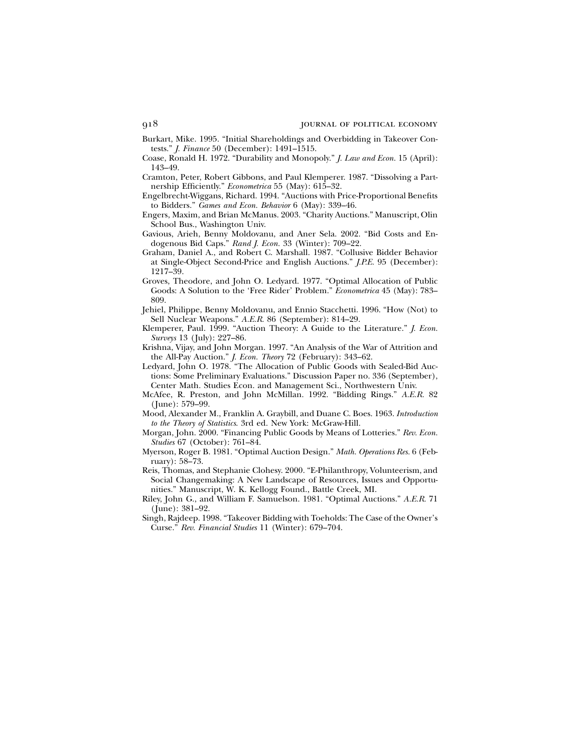Burkart, Mike. 1995. "Initial Shareholdings and Overbidding in Takeover Contests." *J. Finance* 50 (December): 1491–1515.

Coase, Ronald H. 1972. "Durability and Monopoly." *J. Law and Econ.* 15 (April): 143–49.

Cramton, Peter, Robert Gibbons, and Paul Klemperer. 1987. "Dissolving a Partnership Efficiently." *Econometrica* 55 (May): 615–32.

Engelbrecht-Wiggans, Richard. 1994. "Auctions with Price-Proportional Benefits to Bidders." *Games and Econ. Behavior* 6 (May): 339–46.

Engers, Maxim, and Brian McManus. 2003. "Charity Auctions." Manuscript, Olin School Bus., Washington Univ.

Gavious, Arieh, Benny Moldovanu, and Aner Sela. 2002. "Bid Costs and Endogenous Bid Caps." *Rand J. Econ.* 33 (Winter): 709–22.

Graham, Daniel A., and Robert C. Marshall. 1987. "Collusive Bidder Behavior at Single-Object Second-Price and English Auctions." *J.P.E.* 95 (December): 1217–39.

Groves, Theodore, and John O. Ledyard. 1977. "Optimal Allocation of Public Goods: A Solution to the 'Free Rider' Problem." *Econometrica* 45 (May): 783–809.

Jehiel, Philippe, Benny Moldovanu, and Ennio Stacchetti. 1996. "How (Not) to Sell Nuclear Weapons." *A.E.R.* 86 (September): 814–29.

Klemperer, Paul. 1999. "Auction Theory: A Guide to the Literature." *J. Econ. Surveys* 13 (July): 227–86.

Krishna, Vijay, and John Morgan. 1997. "An Analysis of the War of Attrition and the All-Pay Auction." *J. Econ. Theory* 72 (February): 343–62.

Ledyard, John O. 1978. "The Allocation of Public Goods with Sealed-Bid Auctions: Some Preliminary Evaluations." Discussion Paper no. 336 (September), Center Math. Studies Econ. and Management Sci., Northwestern Univ.

McAfee, R. Preston, and John McMillan. 1992. "Bidding Rings." *A.E.R.* 82 (June): 579–99.

Mood, Alexander M., Franklin A. Graybill, and Duane C. Boes. 1963. *Introduction to the Theory of Statistics.* 3rd ed. New York: McGraw-Hill.

Morgan, John. 2000. "Financing Public Goods by Means of Lotteries." *Rev. Econ. Studies* 67 (October): 761–84.

Myerson, Roger B. 1981. "Optimal Auction Design." *Math. Operations Res.* 6 (February): 58–73.

Reis, Thomas, and Stephanie Clohesy. 2000. "E-Philanthropy, Volunteerism, and Social Changemaking: A New Landscape of Resources, Issues and Opportunities." Manuscript, W. K. Kellogg Found., Battle Creek, MI.

Riley, John G., and William F. Samuelson. 1981. "Optimal Auctions." *A.E.R.* 71 (June): 381–92.

Singh, Rajdeep. 1998. "Takeover Bidding with Toeholds: The Case of the Owner's Curse." *Rev. Financial Studies* 11 (Winter): 679–704.